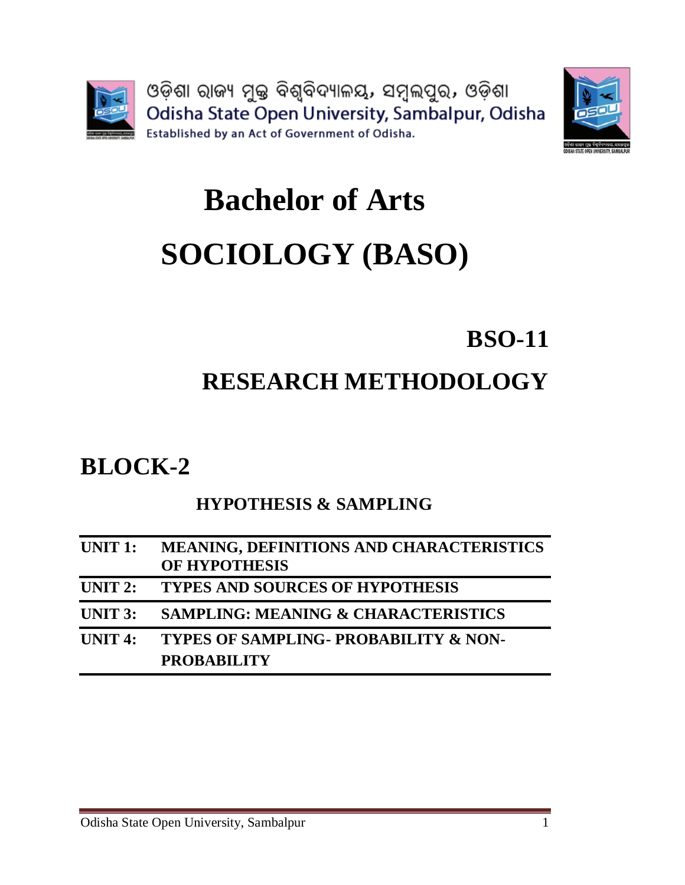ଓଡ଼ିଶା ରାଜ୍ୟ ମୁକ୍ତ ବିଶ୍ୱବିଦ୍ୟାଳୟ, ସମ୍ବଲପୁର, ଓଡ଼ିଶା

Odisha State Open University, Sambalpur, Odisha

Established by an Act of Government of Odisha.

# Bachelor of Arts

# SOCIOLOGY (BASO)

## BSO-11

## RESEARCH METHODOLOGY

## BLOCK-2

### HYPOTHESIS & SAMPLING

| | |
|---|---|
| **UNIT 1:** | **MEANING, DEFINITIONS AND CHARACTERISTICS OF HYPOTHESIS** |
| **UNIT 2:** | **TYPES AND SOURCES OF HYPOTHESIS** |
| **UNIT 3:** | **SAMPLING: MEANING & CHARACTERISTICS** |
| **UNIT 4:** | **TYPES OF SAMPLING- PROBABILITY & NON-PROBABILITY** |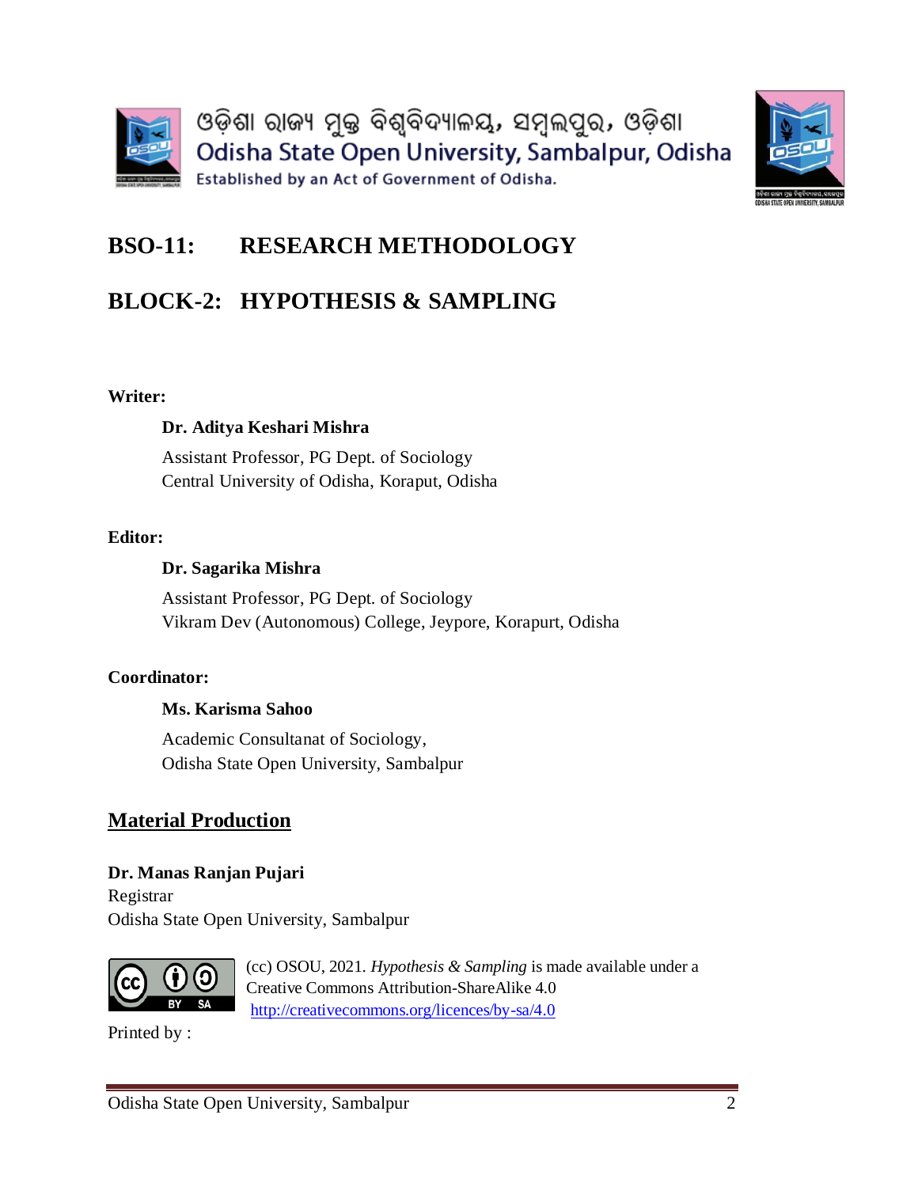ଓଡ଼ିଶା ରାଜ୍ୟ ମୁକ୍ତ ବିଶ୍ୱବିଦ୍ୟାଳୟ, ସମ୍ବଲପୁର, ଓଡ଼ିଶା

Odisha State Open University, Sambalpur, Odisha

Established by an Act of Government of Odisha.

# BSO-11: RESEARCH METHODOLOGY

# BLOCK-2: HYPOTHESIS & SAMPLING

**Writer:**

**Dr. Aditya Keshari Mishra**

Assistant Professor, PG Dept. of Sociology
Central University of Odisha, Koraput, Odisha

**Editor:**

**Dr. Sagarika Mishra**

Assistant Professor, PG Dept. of Sociology
Vikram Dev (Autonomous) College, Jeypore, Korapurt, Odisha

**Coordinator:**

**Ms. Karisma Sahoo**

Academic Consultanat of Sociology,
Odisha State Open University, Sambalpur

## Material Production

**Dr. Manas Ranjan Pujari**
Registrar
Odisha State Open University, Sambalpur

(cc) OSOU, 2021. *Hypothesis & Sampling* is made available under a Creative Commons Attribution-ShareAlike 4.0
http://creativecommons.org/licences/by-sa/4.0

Printed by :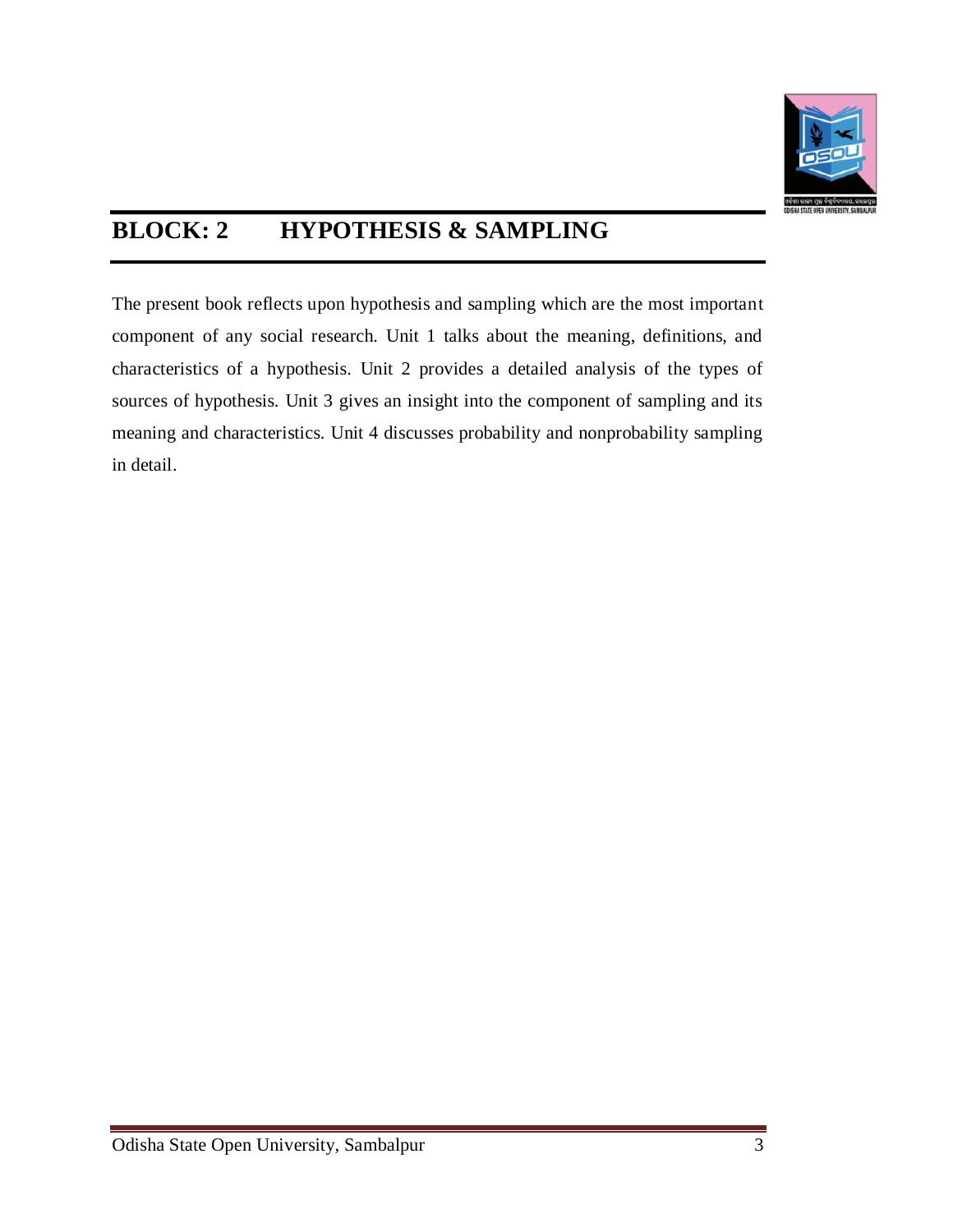# BLOCK: 2 HYPOTHESIS & SAMPLING

The present book reflects upon hypothesis and sampling which are the most important component of any social research. Unit 1 talks about the meaning, definitions, and characteristics of a hypothesis. Unit 2 provides a detailed analysis of the types of sources of hypothesis. Unit 3 gives an insight into the component of sampling and its meaning and characteristics. Unit 4 discusses probability and nonprobability sampling in detail.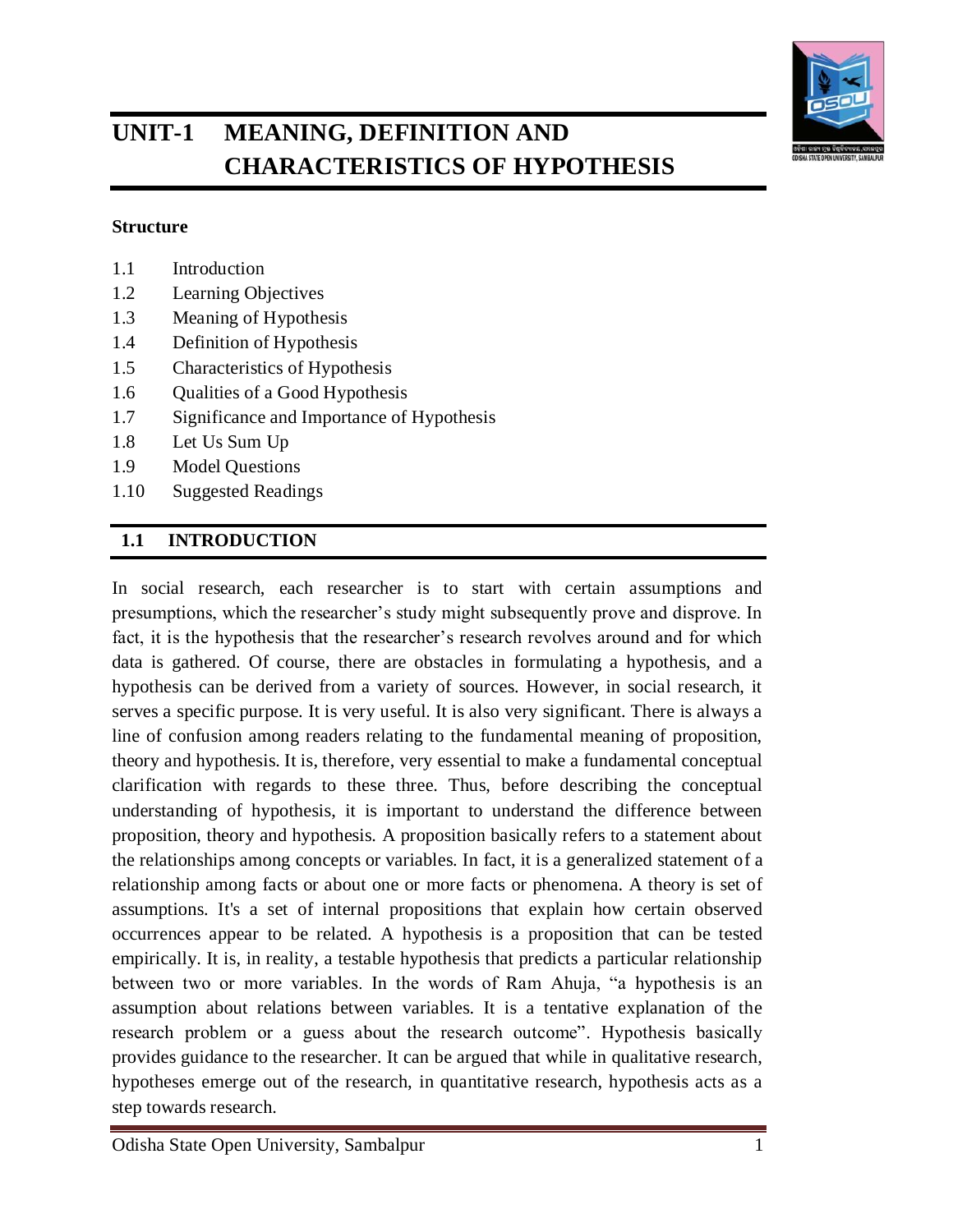# UNIT-1 MEANING, DEFINITION AND CHARACTERISTICS OF HYPOTHESIS

**Structure**

1.1 Introduction
1.2 Learning Objectives
1.3 Meaning of Hypothesis
1.4 Definition of Hypothesis
1.5 Characteristics of Hypothesis
1.6 Qualities of a Good Hypothesis
1.7 Significance and Importance of Hypothesis
1.8 Let Us Sum Up
1.9 Model Questions
1.10 Suggested Readings

## 1.1 INTRODUCTION

In social research, each researcher is to start with certain assumptions and presumptions, which the researcher's study might subsequently prove and disprove. In fact, it is the hypothesis that the researcher's research revolves around and for which data is gathered. Of course, there are obstacles in formulating a hypothesis, and a hypothesis can be derived from a variety of sources. However, in social research, it serves a specific purpose. It is very useful. It is also very significant. There is always a line of confusion among readers relating to the fundamental meaning of proposition, theory and hypothesis. It is, therefore, very essential to make a fundamental conceptual clarification with regards to these three. Thus, before describing the conceptual understanding of hypothesis, it is important to understand the difference between proposition, theory and hypothesis. A proposition basically refers to a statement about the relationships among concepts or variables. In fact, it is a generalized statement of a relationship among facts or about one or more facts or phenomena. A theory is set of assumptions. It's a set of internal propositions that explain how certain observed occurrences appear to be related. A hypothesis is a proposition that can be tested empirically. It is, in reality, a testable hypothesis that predicts a particular relationship between two or more variables. In the words of Ram Ahuja, "a hypothesis is an assumption about relations between variables. It is a tentative explanation of the research problem or a guess about the research outcome". Hypothesis basically provides guidance to the researcher. It can be argued that while in qualitative research, hypotheses emerge out of the research, in quantitative research, hypothesis acts as a step towards research.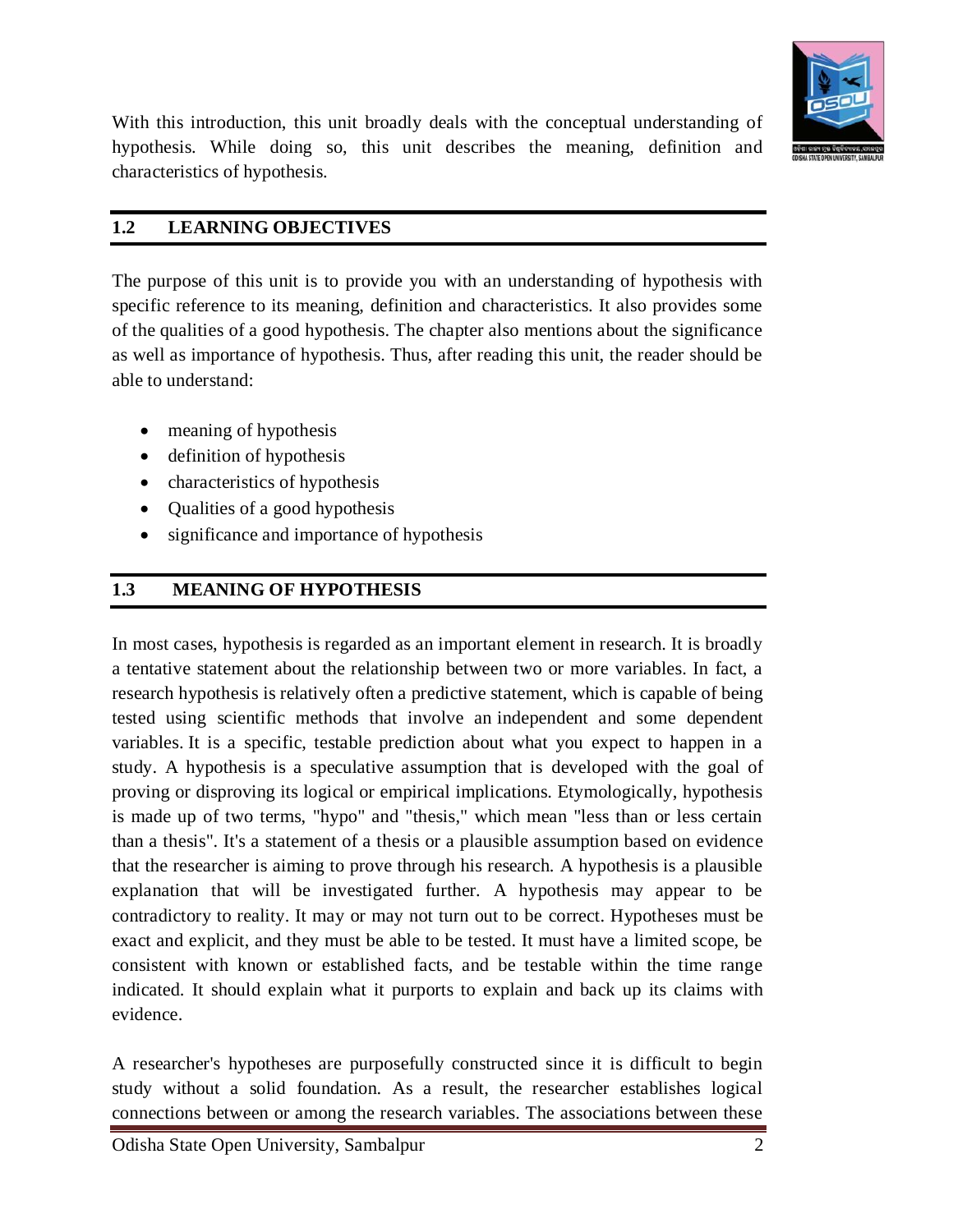With this introduction, this unit broadly deals with the conceptual understanding of hypothesis. While doing so, this unit describes the meaning, definition and characteristics of hypothesis.

## 1.2 LEARNING OBJECTIVES

The purpose of this unit is to provide you with an understanding of hypothesis with specific reference to its meaning, definition and characteristics. It also provides some of the qualities of a good hypothesis. The chapter also mentions about the significance as well as importance of hypothesis. Thus, after reading this unit, the reader should be able to understand:

- meaning of hypothesis
- definition of hypothesis
- characteristics of hypothesis
- Qualities of a good hypothesis
- significance and importance of hypothesis

## 1.3 MEANING OF HYPOTHESIS

In most cases, hypothesis is regarded as an important element in research. It is broadly a tentative statement about the relationship between two or more variables. In fact, a research hypothesis is relatively often a predictive statement, which is capable of being tested using scientific methods that involve an independent and some dependent variables. It is a specific, testable prediction about what you expect to happen in a study. A hypothesis is a speculative assumption that is developed with the goal of proving or disproving its logical or empirical implications. Etymologically, hypothesis is made up of two terms, "hypo" and "thesis," which mean "less than or less certain than a thesis". It's a statement of a thesis or a plausible assumption based on evidence that the researcher is aiming to prove through his research. A hypothesis is a plausible explanation that will be investigated further. A hypothesis may appear to be contradictory to reality. It may or may not turn out to be correct. Hypotheses must be exact and explicit, and they must be able to be tested. It must have a limited scope, be consistent with known or established facts, and be testable within the time range indicated. It should explain what it purports to explain and back up its claims with evidence.

A researcher's hypotheses are purposefully constructed since it is difficult to begin study without a solid foundation. As a result, the researcher establishes logical connections between or among the research variables. The associations between these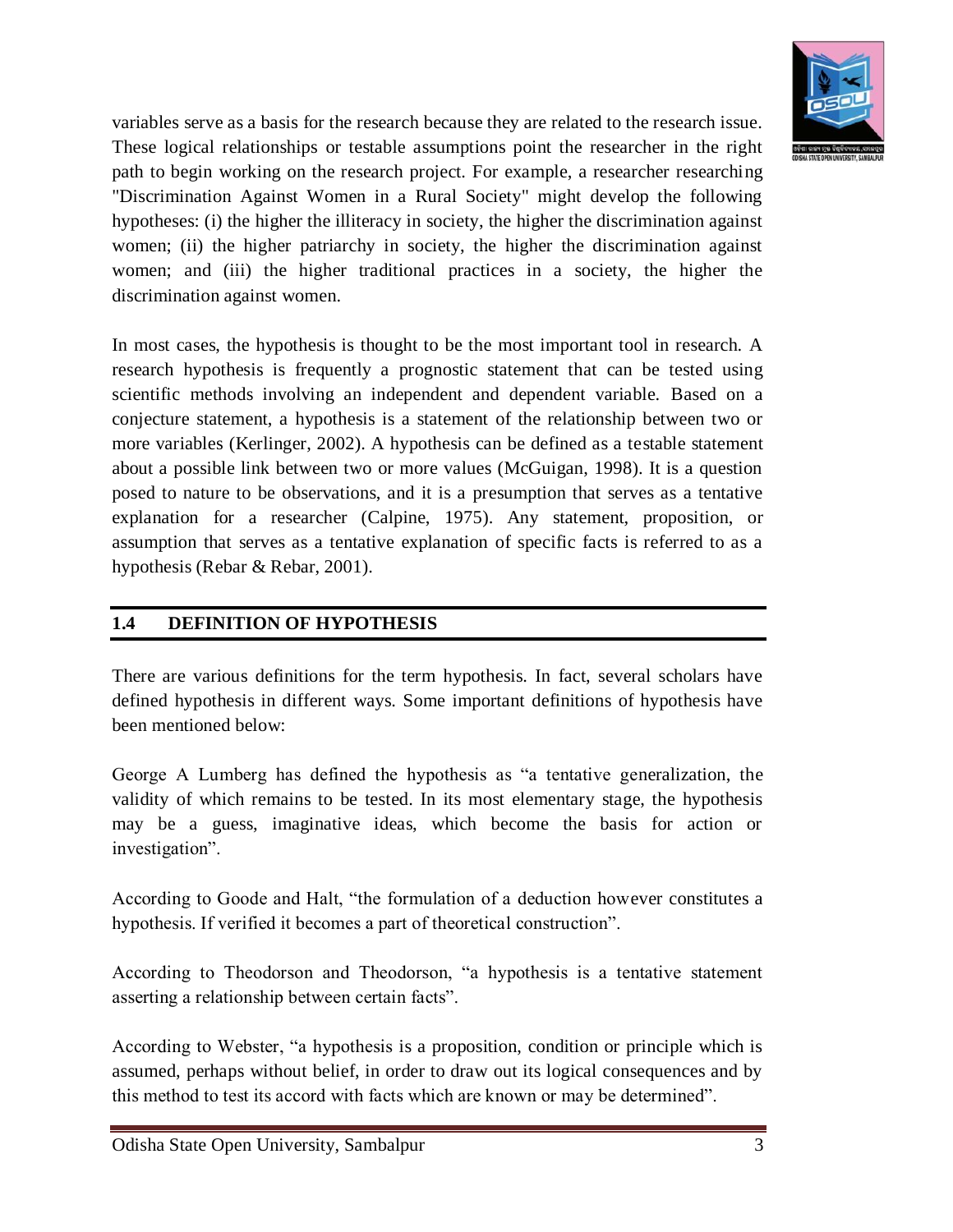variables serve as a basis for the research because they are related to the research issue. These logical relationships or testable assumptions point the researcher in the right path to begin working on the research project. For example, a researcher researching "Discrimination Against Women in a Rural Society" might develop the following hypotheses: (i) the higher the illiteracy in society, the higher the discrimination against women; (ii) the higher patriarchy in society, the higher the discrimination against women; and (iii) the higher traditional practices in a society, the higher the discrimination against women.

In most cases, the hypothesis is thought to be the most important tool in research. A research hypothesis is frequently a prognostic statement that can be tested using scientific methods involving an independent and dependent variable. Based on a conjecture statement, a hypothesis is a statement of the relationship between two or more variables (Kerlinger, 2002). A hypothesis can be defined as a testable statement about a possible link between two or more values (McGuigan, 1998). It is a question posed to nature to be observations, and it is a presumption that serves as a tentative explanation for a researcher (Calpine, 1975). Any statement, proposition, or assumption that serves as a tentative explanation of specific facts is referred to as a hypothesis (Rebar & Rebar, 2001).

## 1.4 DEFINITION OF HYPOTHESIS

There are various definitions for the term hypothesis. In fact, several scholars have defined hypothesis in different ways. Some important definitions of hypothesis have been mentioned below:

George A Lumberg has defined the hypothesis as "a tentative generalization, the validity of which remains to be tested. In its most elementary stage, the hypothesis may be a guess, imaginative ideas, which become the basis for action or investigation".

According to Goode and Halt, "the formulation of a deduction however constitutes a hypothesis. If verified it becomes a part of theoretical construction".

According to Theodorson and Theodorson, "a hypothesis is a tentative statement asserting a relationship between certain facts".

According to Webster, "a hypothesis is a proposition, condition or principle which is assumed, perhaps without belief, in order to draw out its logical consequences and by this method to test its accord with facts which are known or may be determined".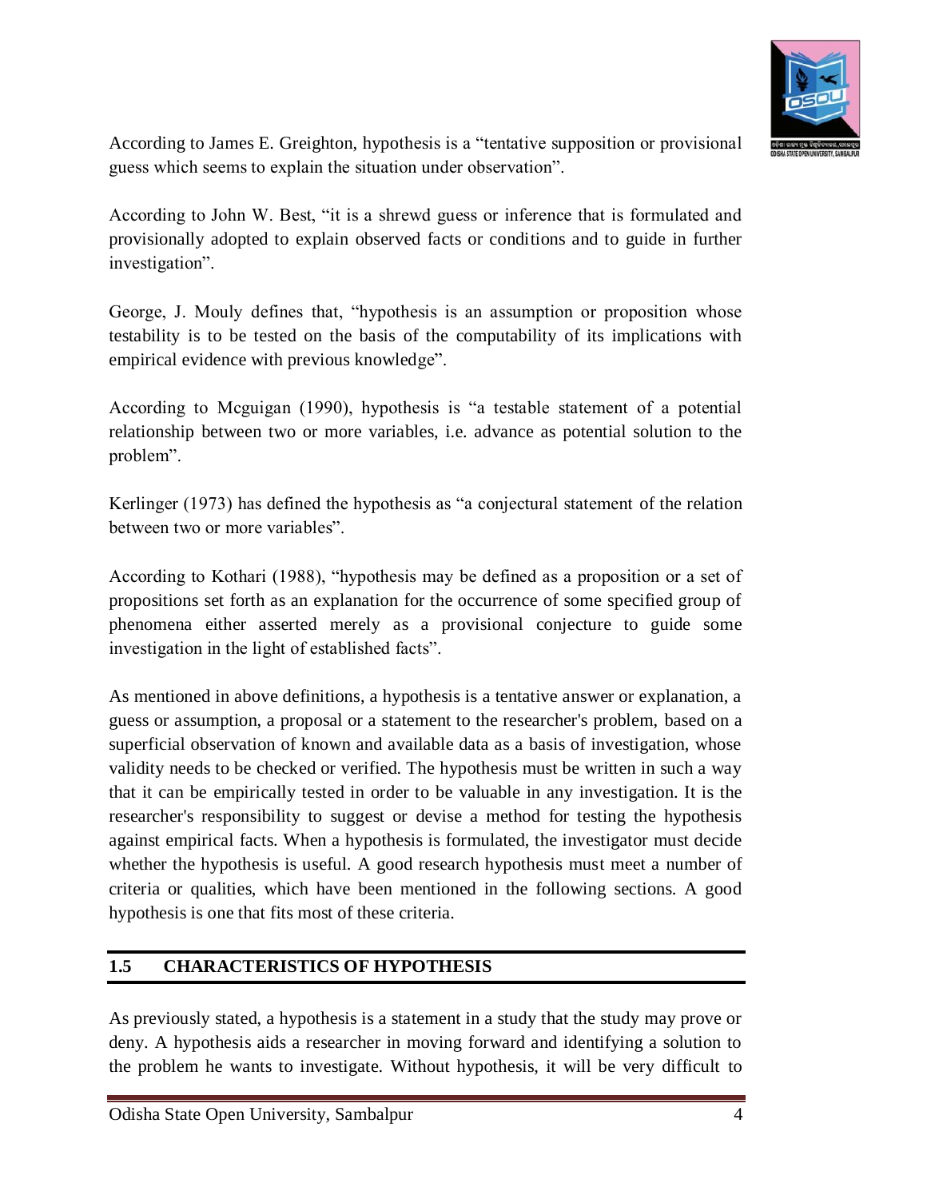According to James E. Greighton, hypothesis is a "tentative supposition or provisional guess which seems to explain the situation under observation".

According to John W. Best, "it is a shrewd guess or inference that is formulated and provisionally adopted to explain observed facts or conditions and to guide in further investigation".

George, J. Mouly defines that, "hypothesis is an assumption or proposition whose testability is to be tested on the basis of the computability of its implications with empirical evidence with previous knowledge".

According to Mcguigan (1990), hypothesis is "a testable statement of a potential relationship between two or more variables, i.e. advance as potential solution to the problem".

Kerlinger (1973) has defined the hypothesis as "a conjectural statement of the relation between two or more variables".

According to Kothari (1988), "hypothesis may be defined as a proposition or a set of propositions set forth as an explanation for the occurrence of some specified group of phenomena either asserted merely as a provisional conjecture to guide some investigation in the light of established facts".

As mentioned in above definitions, a hypothesis is a tentative answer or explanation, a guess or assumption, a proposal or a statement to the researcher's problem, based on a superficial observation of known and available data as a basis of investigation, whose validity needs to be checked or verified. The hypothesis must be written in such a way that it can be empirically tested in order to be valuable in any investigation. It is the researcher's responsibility to suggest or devise a method for testing the hypothesis against empirical facts. When a hypothesis is formulated, the investigator must decide whether the hypothesis is useful. A good research hypothesis must meet a number of criteria or qualities, which have been mentioned in the following sections. A good hypothesis is one that fits most of these criteria.

## 1.5 CHARACTERISTICS OF HYPOTHESIS

As previously stated, a hypothesis is a statement in a study that the study may prove or deny. A hypothesis aids a researcher in moving forward and identifying a solution to the problem he wants to investigate. Without hypothesis, it will be very difficult to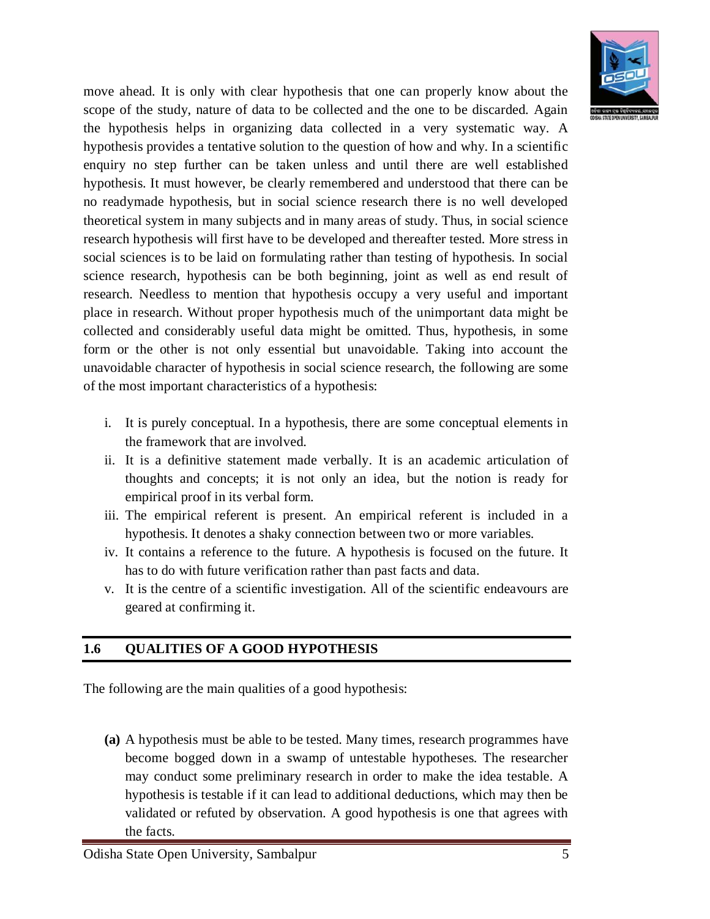move ahead. It is only with clear hypothesis that one can properly know about the scope of the study, nature of data to be collected and the one to be discarded. Again the hypothesis helps in organizing data collected in a very systematic way. A hypothesis provides a tentative solution to the question of how and why. In a scientific enquiry no step further can be taken unless and until there are well established hypothesis. It must however, be clearly remembered and understood that there can be no readymade hypothesis, but in social science research there is no well developed theoretical system in many subjects and in many areas of study. Thus, in social science research hypothesis will first have to be developed and thereafter tested. More stress in social sciences is to be laid on formulating rather than testing of hypothesis. In social science research, hypothesis can be both beginning, joint as well as end result of research. Needless to mention that hypothesis occupy a very useful and important place in research. Without proper hypothesis much of the unimportant data might be collected and considerably useful data might be omitted. Thus, hypothesis, in some form or the other is not only essential but unavoidable. Taking into account the unavoidable character of hypothesis in social science research, the following are some of the most important characteristics of a hypothesis:

i. It is purely conceptual. In a hypothesis, there are some conceptual elements in the framework that are involved.
ii. It is a definitive statement made verbally. It is an academic articulation of thoughts and concepts; it is not only an idea, but the notion is ready for empirical proof in its verbal form.
iii. The empirical referent is present. An empirical referent is included in a hypothesis. It denotes a shaky connection between two or more variables.
iv. It contains a reference to the future. A hypothesis is focused on the future. It has to do with future verification rather than past facts and data.
v. It is the centre of a scientific investigation. All of the scientific endeavours are geared at confirming it.

## 1.6 QUALITIES OF A GOOD HYPOTHESIS

The following are the main qualities of a good hypothesis:

**(a)** A hypothesis must be able to be tested. Many times, research programmes have become bogged down in a swamp of untestable hypotheses. The researcher may conduct some preliminary research in order to make the idea testable. A hypothesis is testable if it can lead to additional deductions, which may then be validated or refuted by observation. A good hypothesis is one that agrees with the facts.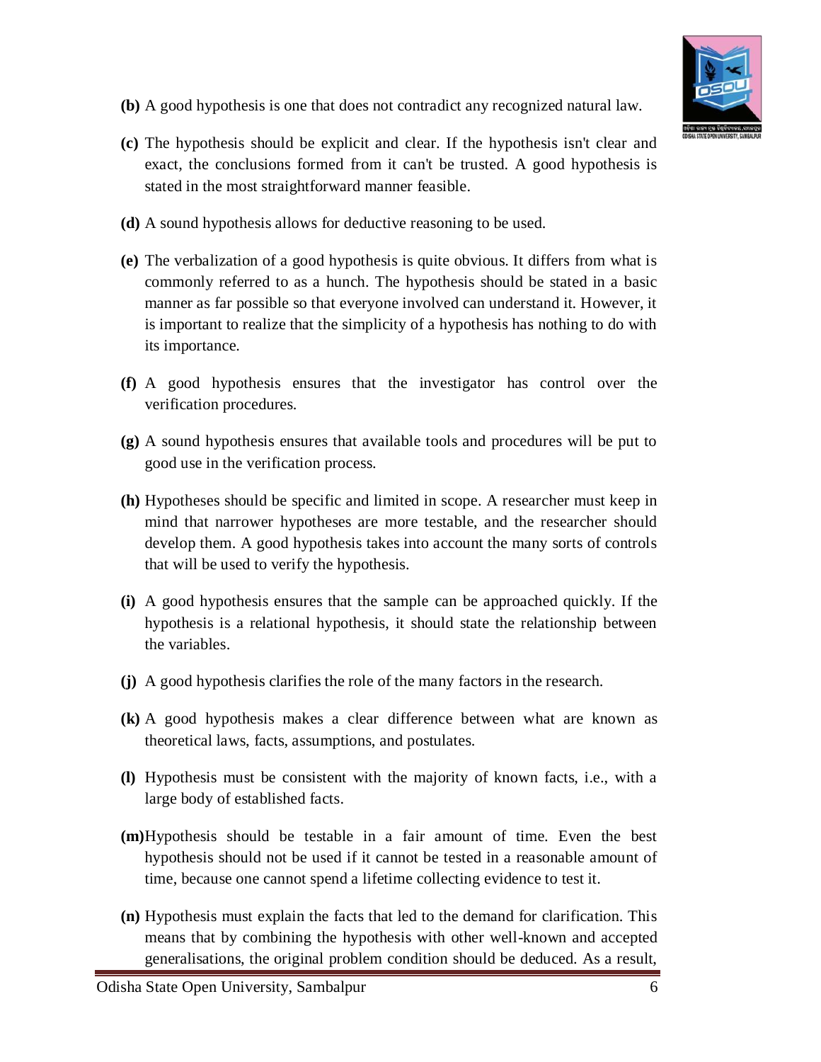**(b)** A good hypothesis is one that does not contradict any recognized natural law.

**(c)** The hypothesis should be explicit and clear. If the hypothesis isn't clear and exact, the conclusions formed from it can't be trusted. A good hypothesis is stated in the most straightforward manner feasible.

**(d)** A sound hypothesis allows for deductive reasoning to be used.

**(e)** The verbalization of a good hypothesis is quite obvious. It differs from what is commonly referred to as a hunch. The hypothesis should be stated in a basic manner as far possible so that everyone involved can understand it. However, it is important to realize that the simplicity of a hypothesis has nothing to do with its importance.

**(f)** A good hypothesis ensures that the investigator has control over the verification procedures.

**(g)** A sound hypothesis ensures that available tools and procedures will be put to good use in the verification process.

**(h)** Hypotheses should be specific and limited in scope. A researcher must keep in mind that narrower hypotheses are more testable, and the researcher should develop them. A good hypothesis takes into account the many sorts of controls that will be used to verify the hypothesis.

**(i)** A good hypothesis ensures that the sample can be approached quickly. If the hypothesis is a relational hypothesis, it should state the relationship between the variables.

**(j)** A good hypothesis clarifies the role of the many factors in the research.

**(k)** A good hypothesis makes a clear difference between what are known as theoretical laws, facts, assumptions, and postulates.

**(l)** Hypothesis must be consistent with the majority of known facts, i.e., with a large body of established facts.

**(m)** Hypothesis should be testable in a fair amount of time. Even the best hypothesis should not be used if it cannot be tested in a reasonable amount of time, because one cannot spend a lifetime collecting evidence to test it.

**(n)** Hypothesis must explain the facts that led to the demand for clarification. This means that by combining the hypothesis with other well-known and accepted generalisations, the original problem condition should be deduced. As a result,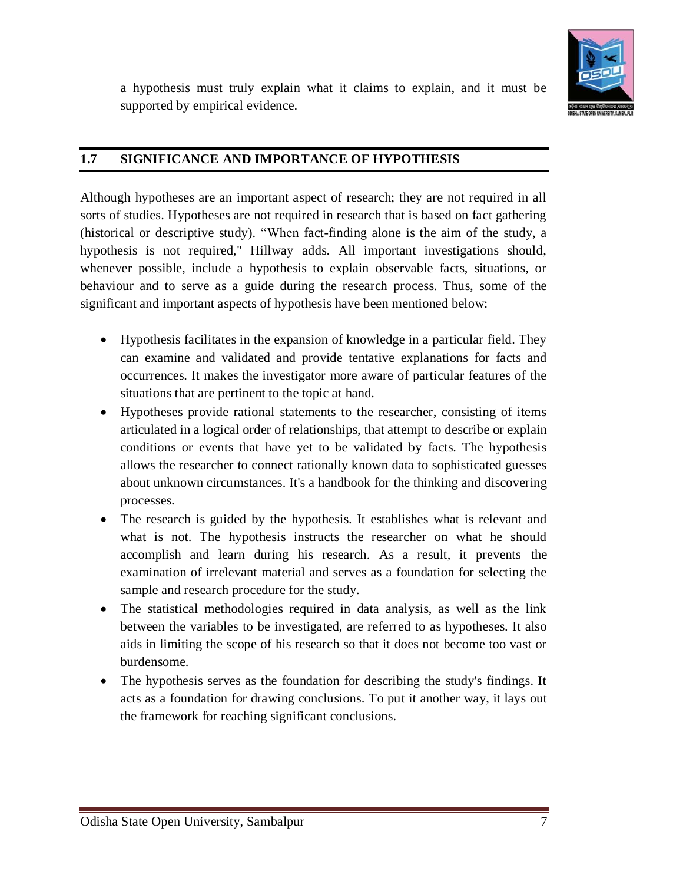a hypothesis must truly explain what it claims to explain, and it must be supported by empirical evidence.

## 1.7 SIGNIFICANCE AND IMPORTANCE OF HYPOTHESIS

Although hypotheses are an important aspect of research; they are not required in all sorts of studies. Hypotheses are not required in research that is based on fact gathering (historical or descriptive study). "When fact-finding alone is the aim of the study, a hypothesis is not required," Hillway adds. All important investigations should, whenever possible, include a hypothesis to explain observable facts, situations, or behaviour and to serve as a guide during the research process. Thus, some of the significant and important aspects of hypothesis have been mentioned below:

- Hypothesis facilitates in the expansion of knowledge in a particular field. They can examine and validated and provide tentative explanations for facts and occurrences. It makes the investigator more aware of particular features of the situations that are pertinent to the topic at hand.
- Hypotheses provide rational statements to the researcher, consisting of items articulated in a logical order of relationships, that attempt to describe or explain conditions or events that have yet to be validated by facts. The hypothesis allows the researcher to connect rationally known data to sophisticated guesses about unknown circumstances. It's a handbook for the thinking and discovering processes.
- The research is guided by the hypothesis. It establishes what is relevant and what is not. The hypothesis instructs the researcher on what he should accomplish and learn during his research. As a result, it prevents the examination of irrelevant material and serves as a foundation for selecting the sample and research procedure for the study.
- The statistical methodologies required in data analysis, as well as the link between the variables to be investigated, are referred to as hypotheses. It also aids in limiting the scope of his research so that it does not become too vast or burdensome.
- The hypothesis serves as the foundation for describing the study's findings. It acts as a foundation for drawing conclusions. To put it another way, it lays out the framework for reaching significant conclusions.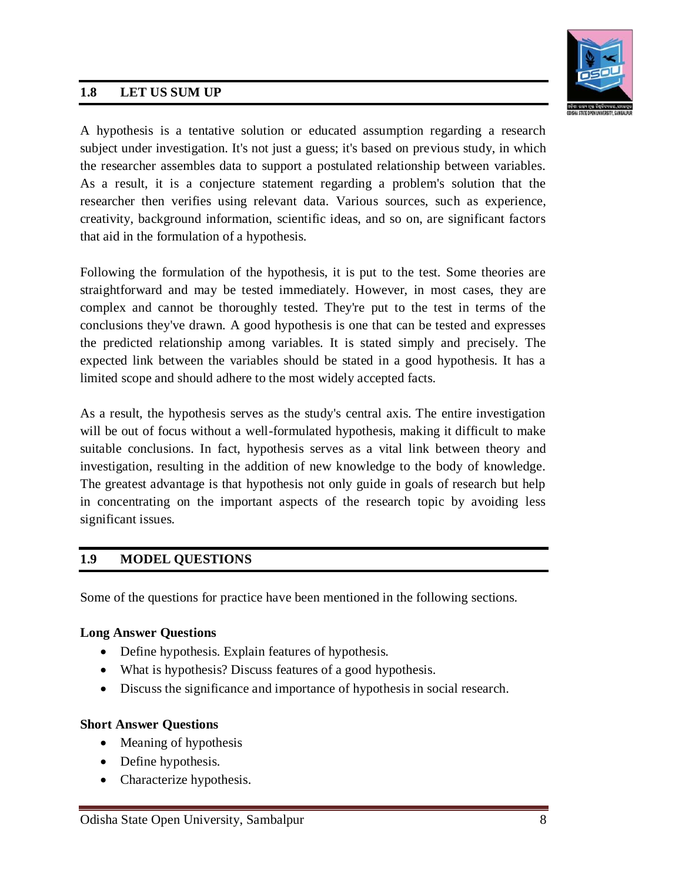## 1.8 LET US SUM UP

A hypothesis is a tentative solution or educated assumption regarding a research subject under investigation. It's not just a guess; it's based on previous study, in which the researcher assembles data to support a postulated relationship between variables. As a result, it is a conjecture statement regarding a problem's solution that the researcher then verifies using relevant data. Various sources, such as experience, creativity, background information, scientific ideas, and so on, are significant factors that aid in the formulation of a hypothesis.

Following the formulation of the hypothesis, it is put to the test. Some theories are straightforward and may be tested immediately. However, in most cases, they are complex and cannot be thoroughly tested. They're put to the test in terms of the conclusions they've drawn. A good hypothesis is one that can be tested and expresses the predicted relationship among variables. It is stated simply and precisely. The expected link between the variables should be stated in a good hypothesis. It has a limited scope and should adhere to the most widely accepted facts.

As a result, the hypothesis serves as the study's central axis. The entire investigation will be out of focus without a well-formulated hypothesis, making it difficult to make suitable conclusions. In fact, hypothesis serves as a vital link between theory and investigation, resulting in the addition of new knowledge to the body of knowledge. The greatest advantage is that hypothesis not only guide in goals of research but help in concentrating on the important aspects of the research topic by avoiding less significant issues.

## 1.9 MODEL QUESTIONS

Some of the questions for practice have been mentioned in the following sections.

**Long Answer Questions**

- Define hypothesis. Explain features of hypothesis.
- What is hypothesis? Discuss features of a good hypothesis.
- Discuss the significance and importance of hypothesis in social research.

**Short Answer Questions**

- Meaning of hypothesis
- Define hypothesis.
- Characterize hypothesis.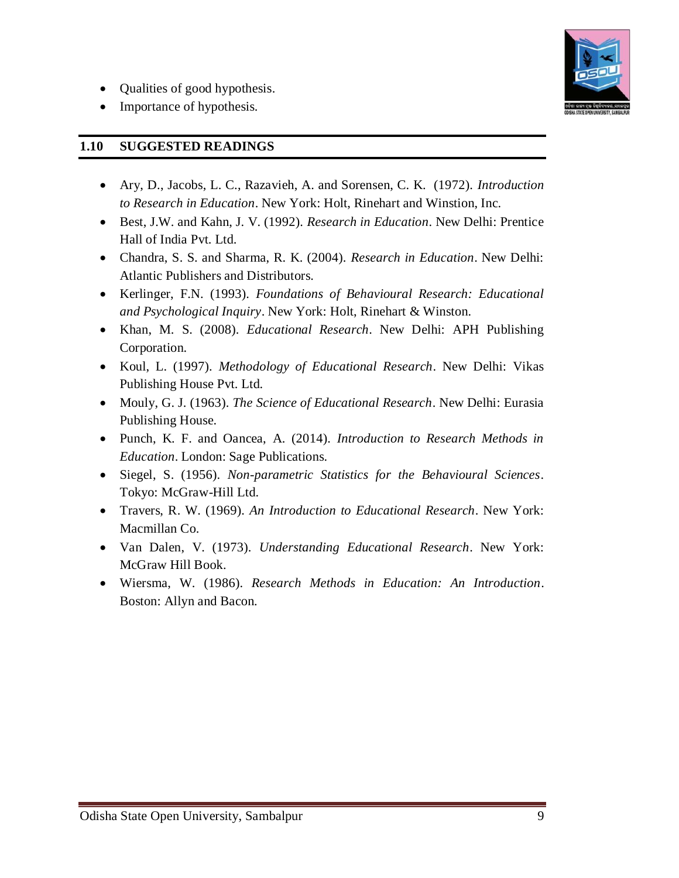- Qualities of good hypothesis.
- Importance of hypothesis.

## 1.10 SUGGESTED READINGS

- Ary, D., Jacobs, L. C., Razavieh, A. and Sorensen, C. K. (1972). *Introduction to Research in Education*. New York: Holt, Rinehart and Winstion, Inc.
- Best, J.W. and Kahn, J. V. (1992). *Research in Education*. New Delhi: Prentice Hall of India Pvt. Ltd.
- Chandra, S. S. and Sharma, R. K. (2004). *Research in Education*. New Delhi: Atlantic Publishers and Distributors.
- Kerlinger, F.N. (1993). *Foundations of Behavioural Research: Educational and Psychological Inquiry*. New York: Holt, Rinehart & Winston.
- Khan, M. S. (2008). *Educational Research*. New Delhi: APH Publishing Corporation.
- Koul, L. (1997). *Methodology of Educational Research*. New Delhi: Vikas Publishing House Pvt. Ltd.
- Mouly, G. J. (1963). *The Science of Educational Research*. New Delhi: Eurasia Publishing House.
- Punch, K. F. and Oancea, A. (2014). *Introduction to Research Methods in Education*. London: Sage Publications.
- Siegel, S. (1956). *Non-parametric Statistics for the Behavioural Sciences*. Tokyo: McGraw-Hill Ltd.
- Travers, R. W. (1969). *An Introduction to Educational Research*. New York: Macmillan Co.
- Van Dalen, V. (1973). *Understanding Educational Research*. New York: McGraw Hill Book.
- Wiersma, W. (1986). *Research Methods in Education: An Introduction*. Boston: Allyn and Bacon.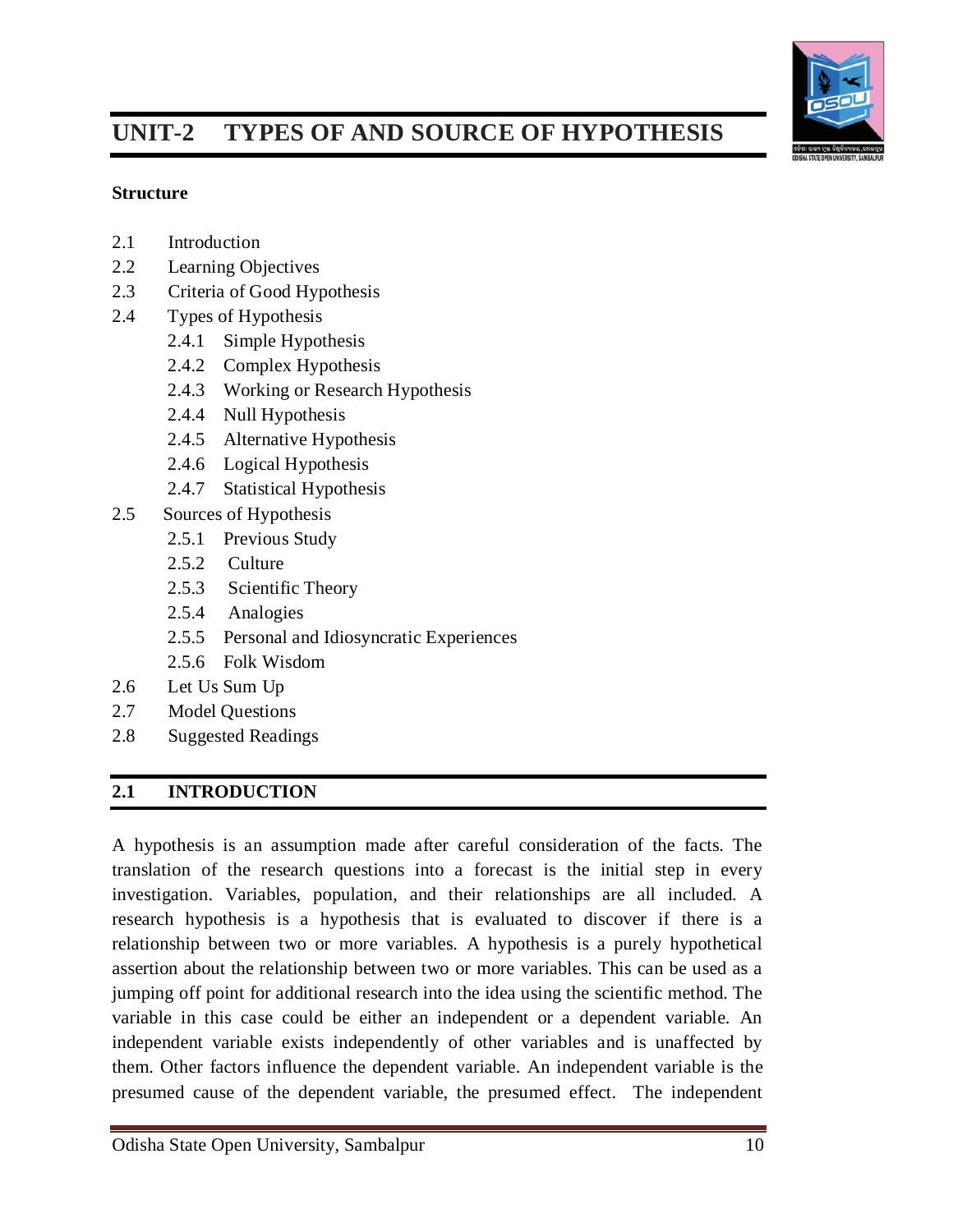# UNIT-2 TYPES OF AND SOURCE OF HYPOTHESIS

**Structure**

2.1 Introduction
2.2 Learning Objectives
2.3 Criteria of Good Hypothesis
2.4 Types of Hypothesis
  2.4.1 Simple Hypothesis
  2.4.2 Complex Hypothesis
  2.4.3 Working or Research Hypothesis
  2.4.4 Null Hypothesis
  2.4.5 Alternative Hypothesis
  2.4.6 Logical Hypothesis
  2.4.7 Statistical Hypothesis
2.5 Sources of Hypothesis
  2.5.1 Previous Study
  2.5.2 Culture
  2.5.3 Scientific Theory
  2.5.4 Analogies
  2.5.5 Personal and Idiosyncratic Experiences
  2.5.6 Folk Wisdom
2.6 Let Us Sum Up
2.7 Model Questions
2.8 Suggested Readings

## 2.1 INTRODUCTION

A hypothesis is an assumption made after careful consideration of the facts. The translation of the research questions into a forecast is the initial step in every investigation. Variables, population, and their relationships are all included. A research hypothesis is a hypothesis that is evaluated to discover if there is a relationship between two or more variables. A hypothesis is a purely hypothetical assertion about the relationship between two or more variables. This can be used as a jumping off point for additional research into the idea using the scientific method. The variable in this case could be either an independent or a dependent variable. An independent variable exists independently of other variables and is unaffected by them. Other factors influence the dependent variable. An independent variable is the presumed cause of the dependent variable, the presumed effect. The independent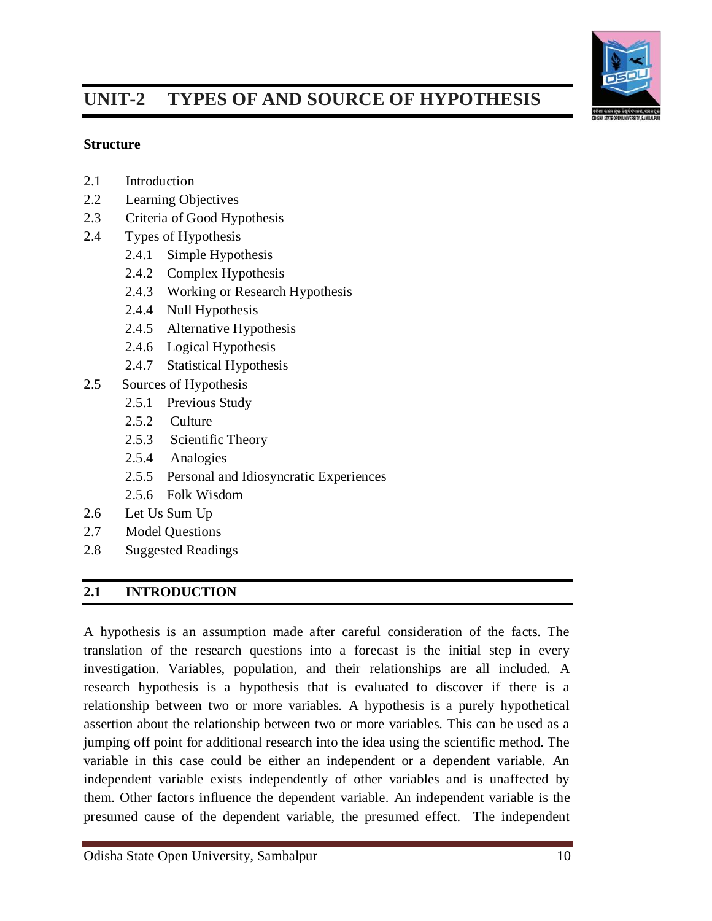# UNIT-2 TYPES OF AND SOURCE OF HYPOTHESIS

**Structure**

- 2.1 Introduction
- 2.2 Learning Objectives
- 2.3 Criteria of Good Hypothesis
- 2.4 Types of Hypothesis
  - 2.4.1 Simple Hypothesis
  - 2.4.2 Complex Hypothesis
  - 2.4.3 Working or Research Hypothesis
  - 2.4.4 Null Hypothesis
  - 2.4.5 Alternative Hypothesis
  - 2.4.6 Logical Hypothesis
  - 2.4.7 Statistical Hypothesis
- 2.5 Sources of Hypothesis
  - 2.5.1 Previous Study
  - 2.5.2 Culture
  - 2.5.3 Scientific Theory
  - 2.5.4 Analogies
  - 2.5.5 Personal and Idiosyncratic Experiences
  - 2.5.6 Folk Wisdom
- 2.6 Let Us Sum Up
- 2.7 Model Questions
- 2.8 Suggested Readings

## 2.1 INTRODUCTION

A hypothesis is an assumption made after careful consideration of the facts. The translation of the research questions into a forecast is the initial step in every investigation. Variables, population, and their relationships are all included. A research hypothesis is a hypothesis that is evaluated to discover if there is a relationship between two or more variables. A hypothesis is a purely hypothetical assertion about the relationship between two or more variables. This can be used as a jumping off point for additional research into the idea using the scientific method. The variable in this case could be either an independent or a dependent variable. An independent variable exists independently of other variables and is unaffected by them. Other factors influence the dependent variable. An independent variable is the presumed cause of the dependent variable, the presumed effect. The independent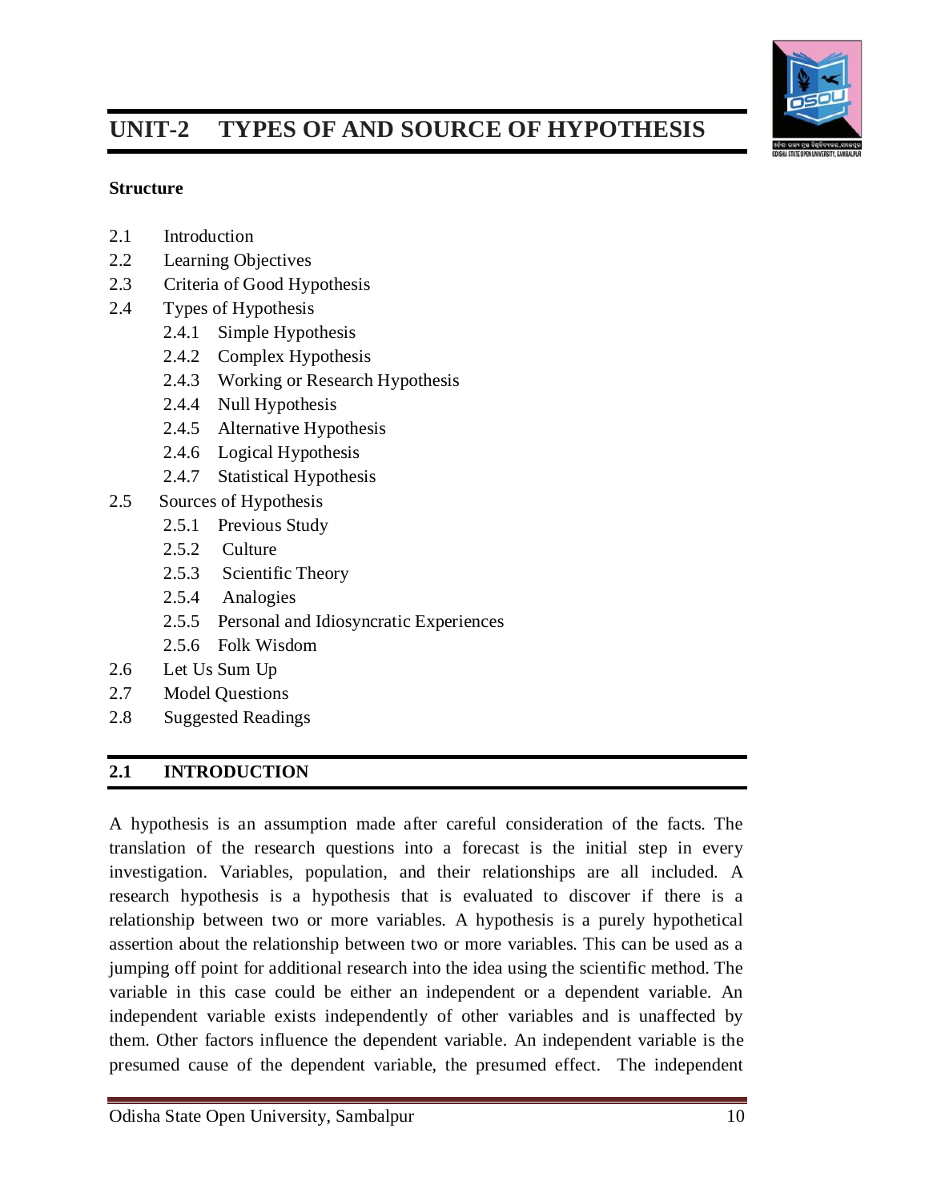# UNIT-2 TYPES OF AND SOURCE OF HYPOTHESIS

**Structure**

2.1 Introduction
2.2 Learning Objectives
2.3 Criteria of Good Hypothesis
2.4 Types of Hypothesis
  2.4.1 Simple Hypothesis
  2.4.2 Complex Hypothesis
  2.4.3 Working or Research Hypothesis
  2.4.4 Null Hypothesis
  2.4.5 Alternative Hypothesis
  2.4.6 Logical Hypothesis
  2.4.7 Statistical Hypothesis
2.5 Sources of Hypothesis
  2.5.1 Previous Study
  2.5.2 Culture
  2.5.3 Scientific Theory
  2.5.4 Analogies
  2.5.5 Personal and Idiosyncratic Experiences
  2.5.6 Folk Wisdom
2.6 Let Us Sum Up
2.7 Model Questions
2.8 Suggested Readings

## 2.1 INTRODUCTION

A hypothesis is an assumption made after careful consideration of the facts. The translation of the research questions into a forecast is the initial step in every investigation. Variables, population, and their relationships are all included. A research hypothesis is a hypothesis that is evaluated to discover if there is a relationship between two or more variables. A hypothesis is a purely hypothetical assertion about the relationship between two or more variables. This can be used as a jumping off point for additional research into the idea using the scientific method. The variable in this case could be either an independent or a dependent variable. An independent variable exists independently of other variables and is unaffected by them. Other factors influence the dependent variable. An independent variable is the presumed cause of the dependent variable, the presumed effect. The independent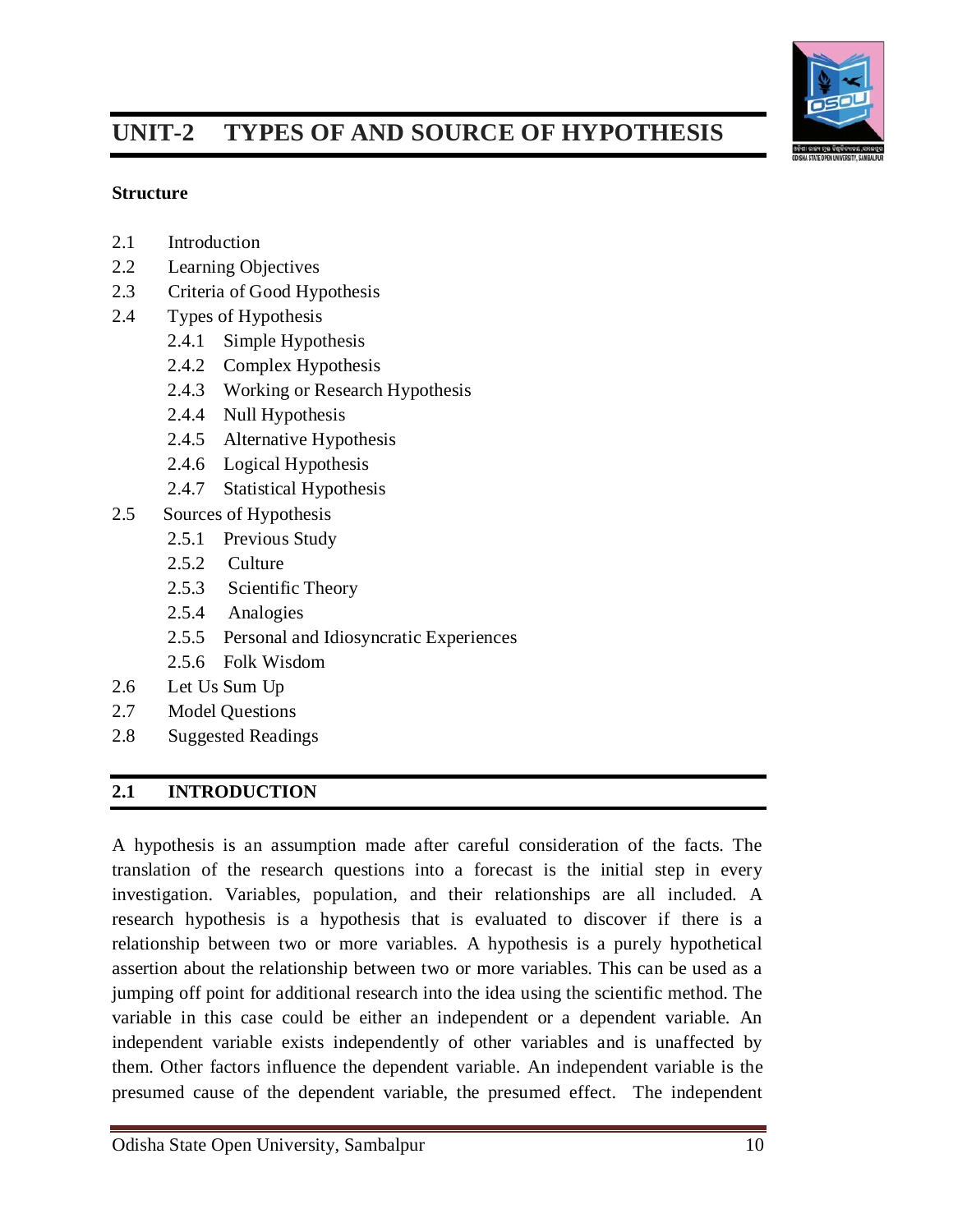# UNIT-2 TYPES OF AND SOURCE OF HYPOTHESIS

**Structure**

2.1 Introduction
2.2 Learning Objectives
2.3 Criteria of Good Hypothesis
2.4 Types of Hypothesis
  2.4.1 Simple Hypothesis
  2.4.2 Complex Hypothesis
  2.4.3 Working or Research Hypothesis
  2.4.4 Null Hypothesis
  2.4.5 Alternative Hypothesis
  2.4.6 Logical Hypothesis
  2.4.7 Statistical Hypothesis
2.5 Sources of Hypothesis
  2.5.1 Previous Study
  2.5.2 Culture
  2.5.3 Scientific Theory
  2.5.4 Analogies
  2.5.5 Personal and Idiosyncratic Experiences
  2.5.6 Folk Wisdom
2.6 Let Us Sum Up
2.7 Model Questions
2.8 Suggested Readings

## 2.1 INTRODUCTION

A hypothesis is an assumption made after careful consideration of the facts. The translation of the research questions into a forecast is the initial step in every investigation. Variables, population, and their relationships are all included. A research hypothesis is a hypothesis that is evaluated to discover if there is a relationship between two or more variables. A hypothesis is a purely hypothetical assertion about the relationship between two or more variables. This can be used as a jumping off point for additional research into the idea using the scientific method. The variable in this case could be either an independent or a dependent variable. An independent variable exists independently of other variables and is unaffected by them. Other factors influence the dependent variable. An independent variable is the presumed cause of the dependent variable, the presumed effect. The independent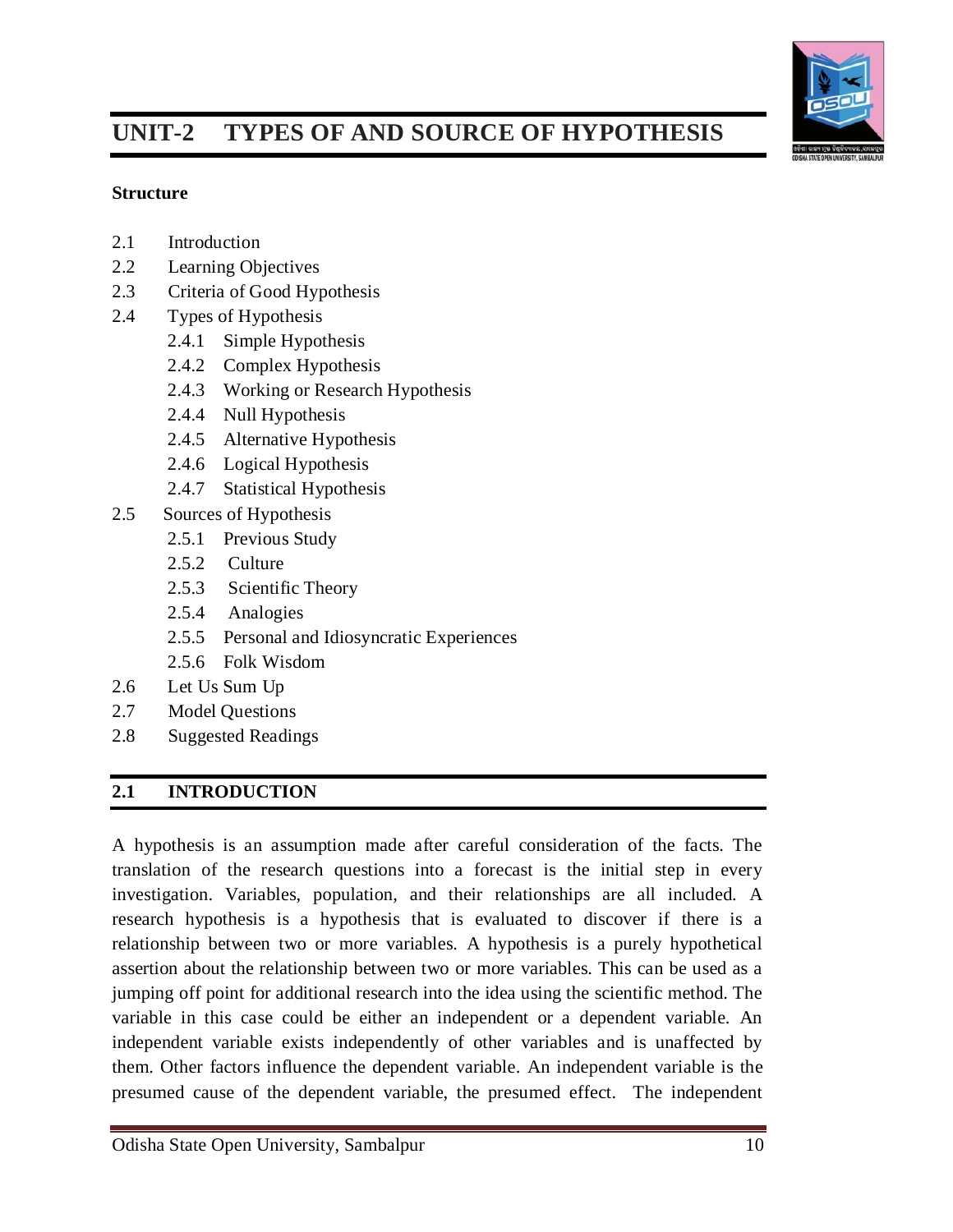# UNIT-2 TYPES OF AND SOURCE OF HYPOTHESIS

**Structure**

2.1 Introduction
2.2 Learning Objectives
2.3 Criteria of Good Hypothesis
2.4 Types of Hypothesis
- 2.4.1 Simple Hypothesis
- 2.4.2 Complex Hypothesis
- 2.4.3 Working or Research Hypothesis
- 2.4.4 Null Hypothesis
- 2.4.5 Alternative Hypothesis
- 2.4.6 Logical Hypothesis
- 2.4.7 Statistical Hypothesis

2.5 Sources of Hypothesis
- 2.5.1 Previous Study
- 2.5.2 Culture
- 2.5.3 Scientific Theory
- 2.5.4 Analogies
- 2.5.5 Personal and Idiosyncratic Experiences
- 2.5.6 Folk Wisdom

2.6 Let Us Sum Up
2.7 Model Questions
2.8 Suggested Readings

## 2.1 INTRODUCTION

A hypothesis is an assumption made after careful consideration of the facts. The translation of the research questions into a forecast is the initial step in every investigation. Variables, population, and their relationships are all included. A research hypothesis is a hypothesis that is evaluated to discover if there is a relationship between two or more variables. A hypothesis is a purely hypothetical assertion about the relationship between two or more variables. This can be used as a jumping off point for additional research into the idea using the scientific method. The variable in this case could be either an independent or a dependent variable. An independent variable exists independently of other variables and is unaffected by them. Other factors influence the dependent variable. An independent variable is the presumed cause of the dependent variable, the presumed effect. The independent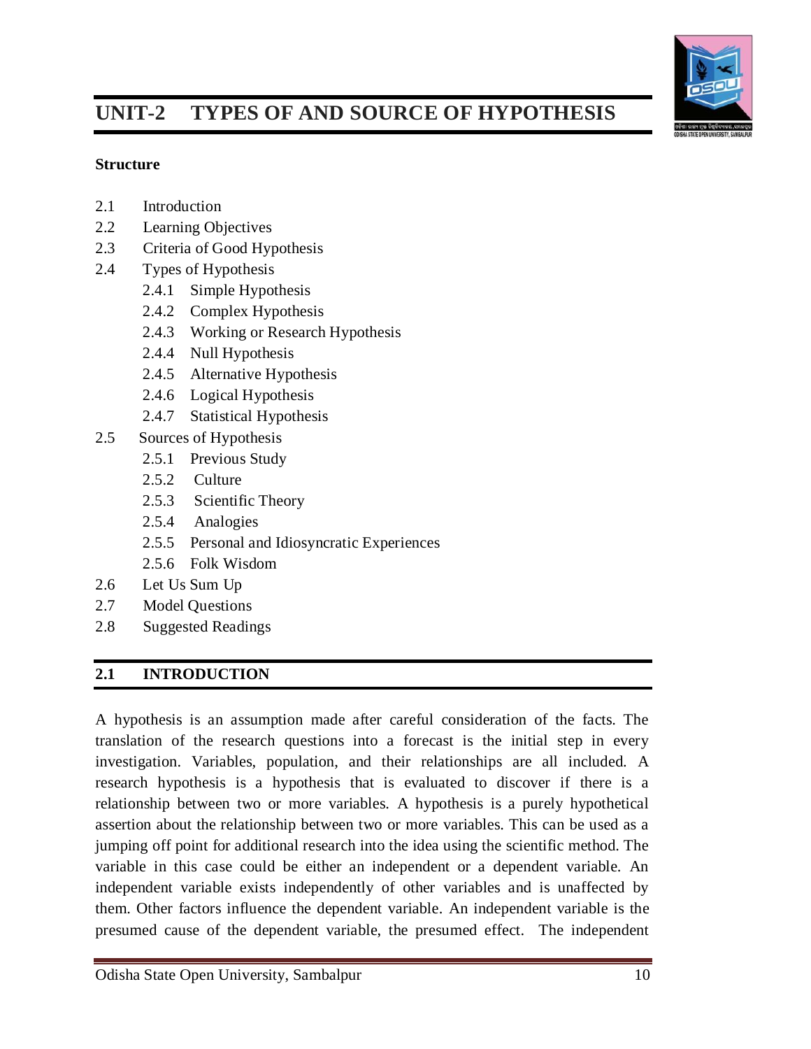# UNIT-2 TYPES OF AND SOURCE OF HYPOTHESIS

**Structure**

2.1 Introduction
2.2 Learning Objectives
2.3 Criteria of Good Hypothesis
2.4 Types of Hypothesis
  2.4.1 Simple Hypothesis
  2.4.2 Complex Hypothesis
  2.4.3 Working or Research Hypothesis
  2.4.4 Null Hypothesis
  2.4.5 Alternative Hypothesis
  2.4.6 Logical Hypothesis
  2.4.7 Statistical Hypothesis
2.5 Sources of Hypothesis
  2.5.1 Previous Study
  2.5.2 Culture
  2.5.3 Scientific Theory
  2.5.4 Analogies
  2.5.5 Personal and Idiosyncratic Experiences
  2.5.6 Folk Wisdom
2.6 Let Us Sum Up
2.7 Model Questions
2.8 Suggested Readings

## 2.1 INTRODUCTION

A hypothesis is an assumption made after careful consideration of the facts. The translation of the research questions into a forecast is the initial step in every investigation. Variables, population, and their relationships are all included. A research hypothesis is a hypothesis that is evaluated to discover if there is a relationship between two or more variables. A hypothesis is a purely hypothetical assertion about the relationship between two or more variables. This can be used as a jumping off point for additional research into the idea using the scientific method. The variable in this case could be either an independent or a dependent variable. An independent variable exists independently of other variables and is unaffected by them. Other factors influence the dependent variable. An independent variable is the presumed cause of the dependent variable, the presumed effect. The independent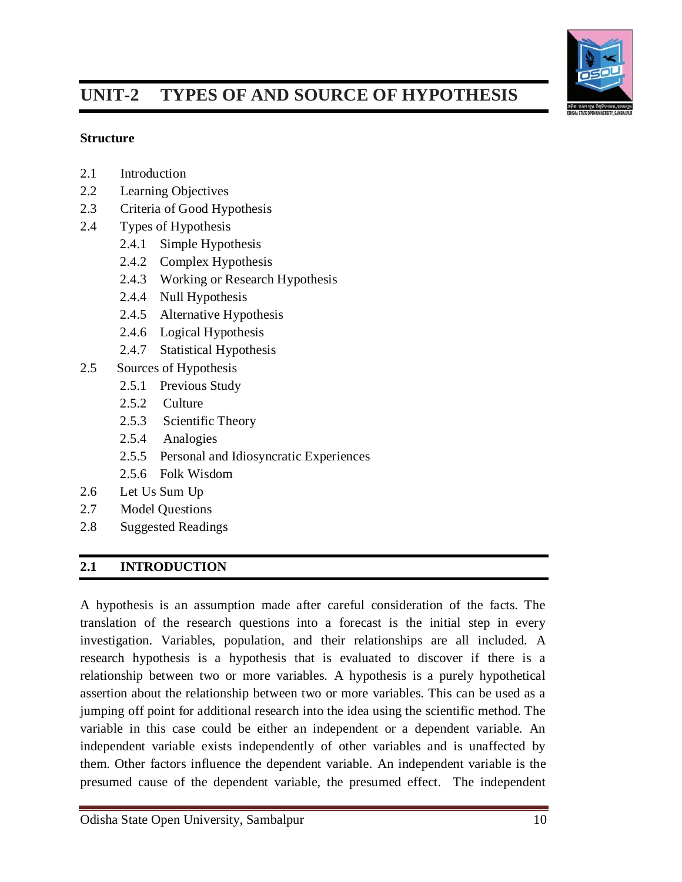# UNIT-2 TYPES OF AND SOURCE OF HYPOTHESIS

**Structure**

2.1 Introduction
2.2 Learning Objectives
2.3 Criteria of Good Hypothesis
2.4 Types of Hypothesis
  2.4.1 Simple Hypothesis
  2.4.2 Complex Hypothesis
  2.4.3 Working or Research Hypothesis
  2.4.4 Null Hypothesis
  2.4.5 Alternative Hypothesis
  2.4.6 Logical Hypothesis
  2.4.7 Statistical Hypothesis
2.5 Sources of Hypothesis
  2.5.1 Previous Study
  2.5.2 Culture
  2.5.3 Scientific Theory
  2.5.4 Analogies
  2.5.5 Personal and Idiosyncratic Experiences
  2.5.6 Folk Wisdom
2.6 Let Us Sum Up
2.7 Model Questions
2.8 Suggested Readings

## 2.1 INTRODUCTION

A hypothesis is an assumption made after careful consideration of the facts. The translation of the research questions into a forecast is the initial step in every investigation. Variables, population, and their relationships are all included. A research hypothesis is a hypothesis that is evaluated to discover if there is a relationship between two or more variables. A hypothesis is a purely hypothetical assertion about the relationship between two or more variables. This can be used as a jumping off point for additional research into the idea using the scientific method. The variable in this case could be either an independent or a dependent variable. An independent variable exists independently of other variables and is unaffected by them. Other factors influence the dependent variable. An independent variable is the presumed cause of the dependent variable, the presumed effect. The independent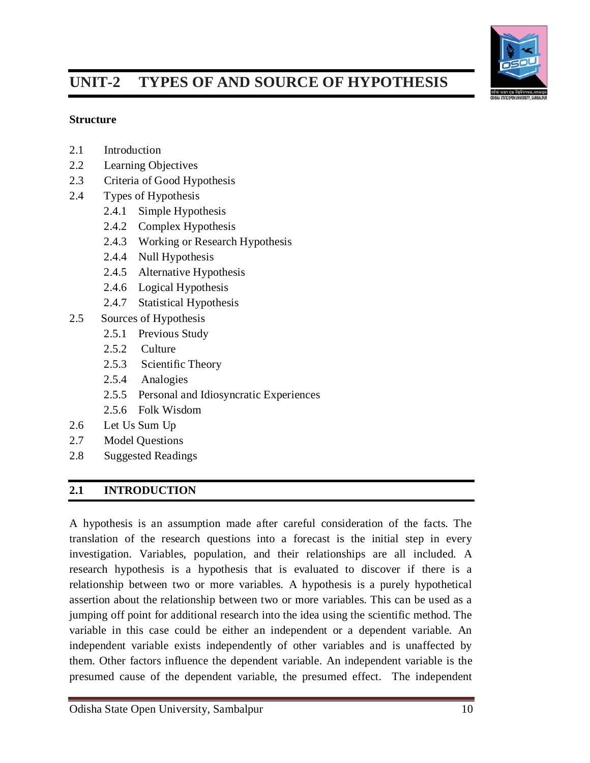# UNIT-2 TYPES OF AND SOURCE OF HYPOTHESIS

**Structure**

2.1 Introduction
2.2 Learning Objectives
2.3 Criteria of Good Hypothesis
2.4 Types of Hypothesis
  2.4.1 Simple Hypothesis
  2.4.2 Complex Hypothesis
  2.4.3 Working or Research Hypothesis
  2.4.4 Null Hypothesis
  2.4.5 Alternative Hypothesis
  2.4.6 Logical Hypothesis
  2.4.7 Statistical Hypothesis
2.5 Sources of Hypothesis
  2.5.1 Previous Study
  2.5.2 Culture
  2.5.3 Scientific Theory
  2.5.4 Analogies
  2.5.5 Personal and Idiosyncratic Experiences
  2.5.6 Folk Wisdom
2.6 Let Us Sum Up
2.7 Model Questions
2.8 Suggested Readings

## 2.1 INTRODUCTION

A hypothesis is an assumption made after careful consideration of the facts. The translation of the research questions into a forecast is the initial step in every investigation. Variables, population, and their relationships are all included. A research hypothesis is a hypothesis that is evaluated to discover if there is a relationship between two or more variables. A hypothesis is a purely hypothetical assertion about the relationship between two or more variables. This can be used as a jumping off point for additional research into the idea using the scientific method. The variable in this case could be either an independent or a dependent variable. An independent variable exists independently of other variables and is unaffected by them. Other factors influence the dependent variable. An independent variable is the presumed cause of the dependent variable, the presumed effect. The independent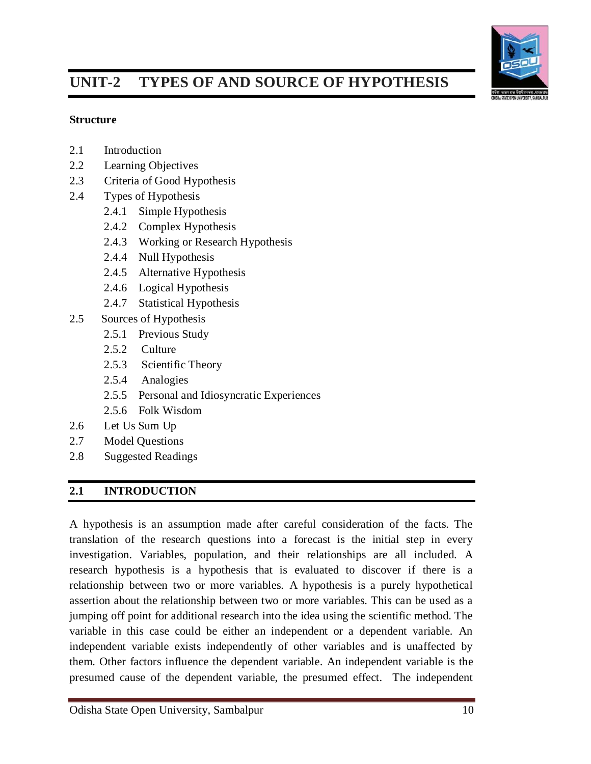# UNIT-2 TYPES OF AND SOURCE OF HYPOTHESIS

**Structure**

- 2.1 Introduction
- 2.2 Learning Objectives
- 2.3 Criteria of Good Hypothesis
- 2.4 Types of Hypothesis
  - 2.4.1 Simple Hypothesis
  - 2.4.2 Complex Hypothesis
  - 2.4.3 Working or Research Hypothesis
  - 2.4.4 Null Hypothesis
  - 2.4.5 Alternative Hypothesis
  - 2.4.6 Logical Hypothesis
  - 2.4.7 Statistical Hypothesis
- 2.5 Sources of Hypothesis
  - 2.5.1 Previous Study
  - 2.5.2 Culture
  - 2.5.3 Scientific Theory
  - 2.5.4 Analogies
  - 2.5.5 Personal and Idiosyncratic Experiences
  - 2.5.6 Folk Wisdom
- 2.6 Let Us Sum Up
- 2.7 Model Questions
- 2.8 Suggested Readings

## 2.1 INTRODUCTION

A hypothesis is an assumption made after careful consideration of the facts. The translation of the research questions into a forecast is the initial step in every investigation. Variables, population, and their relationships are all included. A research hypothesis is a hypothesis that is evaluated to discover if there is a relationship between two or more variables. A hypothesis is a purely hypothetical assertion about the relationship between two or more variables. This can be used as a jumping off point for additional research into the idea using the scientific method. The variable in this case could be either an independent or a dependent variable. An independent variable exists independently of other variables and is unaffected by them. Other factors influence the dependent variable. An independent variable is the presumed cause of the dependent variable, the presumed effect. The independent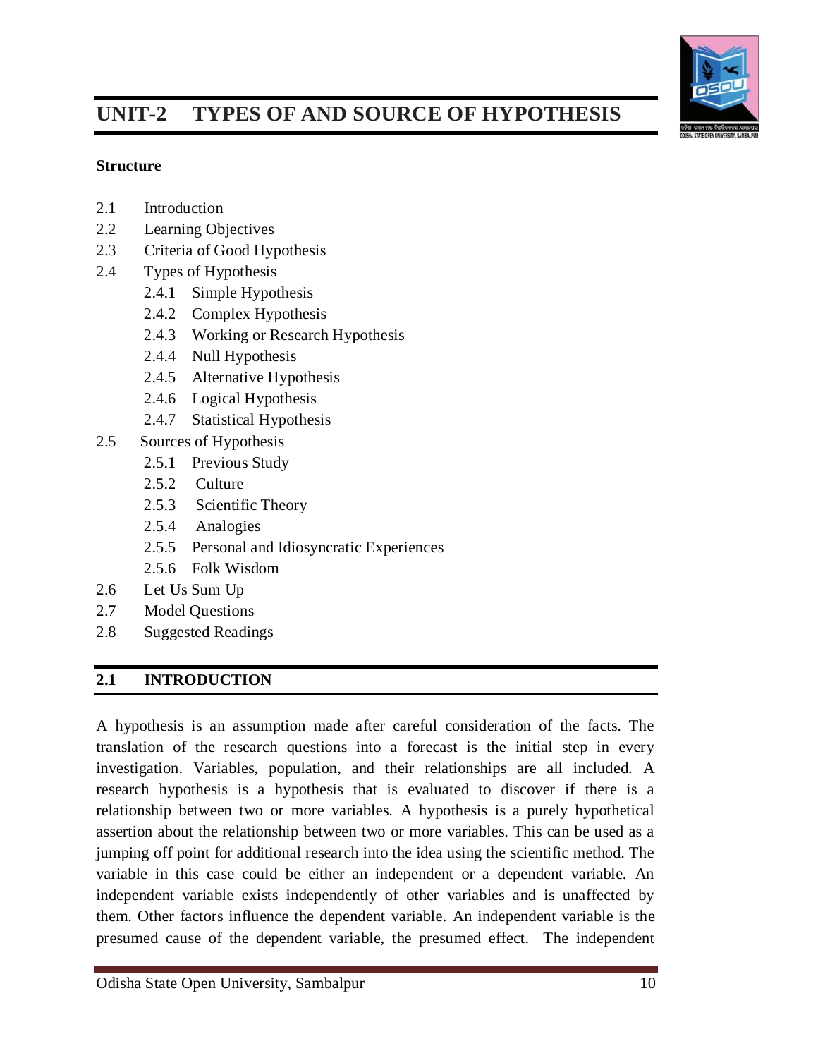# UNIT-2 TYPES OF AND SOURCE OF HYPOTHESIS

**Structure**

2.1 Introduction
2.2 Learning Objectives
2.3 Criteria of Good Hypothesis
2.4 Types of Hypothesis
 2.4.1 Simple Hypothesis
 2.4.2 Complex Hypothesis
 2.4.3 Working or Research Hypothesis
 2.4.4 Null Hypothesis
 2.4.5 Alternative Hypothesis
 2.4.6 Logical Hypothesis
 2.4.7 Statistical Hypothesis
2.5 Sources of Hypothesis
 2.5.1 Previous Study
 2.5.2 Culture
 2.5.3 Scientific Theory
 2.5.4 Analogies
 2.5.5 Personal and Idiosyncratic Experiences
 2.5.6 Folk Wisdom
2.6 Let Us Sum Up
2.7 Model Questions
2.8 Suggested Readings

## 2.1 INTRODUCTION

A hypothesis is an assumption made after careful consideration of the facts. The translation of the research questions into a forecast is the initial step in every investigation. Variables, population, and their relationships are all included. A research hypothesis is a hypothesis that is evaluated to discover if there is a relationship between two or more variables. A hypothesis is a purely hypothetical assertion about the relationship between two or more variables. This can be used as a jumping off point for additional research into the idea using the scientific method. The variable in this case could be either an independent or a dependent variable. An independent variable exists independently of other variables and is unaffected by them. Other factors influence the dependent variable. An independent variable is the presumed cause of the dependent variable, the presumed effect. The independent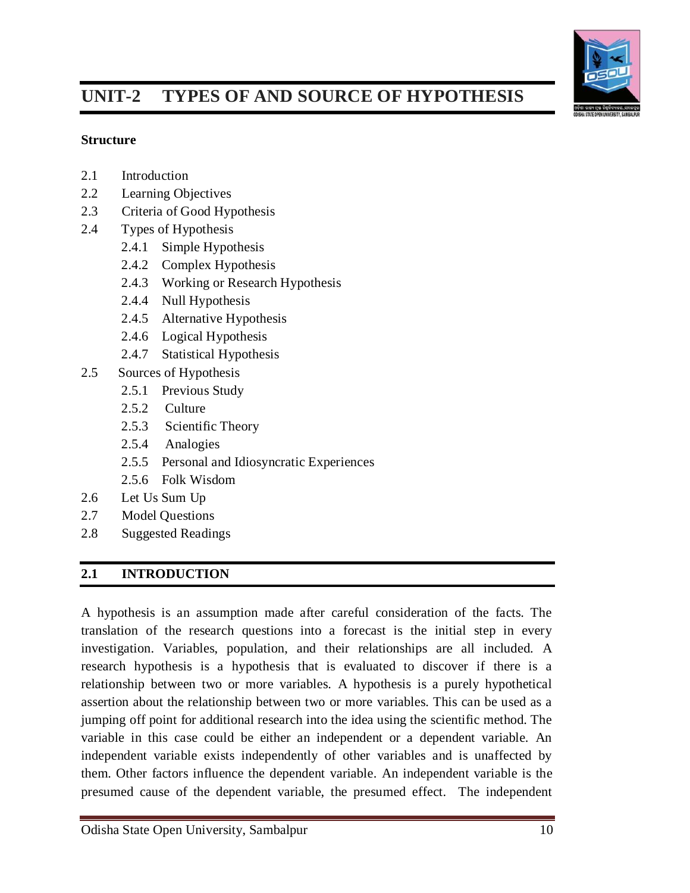# UNIT-2 TYPES OF AND SOURCE OF HYPOTHESIS

**Structure**

2.1 Introduction
2.2 Learning Objectives
2.3 Criteria of Good Hypothesis
2.4 Types of Hypothesis
- 2.4.1 Simple Hypothesis
- 2.4.2 Complex Hypothesis
- 2.4.3 Working or Research Hypothesis
- 2.4.4 Null Hypothesis
- 2.4.5 Alternative Hypothesis
- 2.4.6 Logical Hypothesis
- 2.4.7 Statistical Hypothesis

2.5 Sources of Hypothesis
- 2.5.1 Previous Study
- 2.5.2 Culture
- 2.5.3 Scientific Theory
- 2.5.4 Analogies
- 2.5.5 Personal and Idiosyncratic Experiences
- 2.5.6 Folk Wisdom

2.6 Let Us Sum Up
2.7 Model Questions
2.8 Suggested Readings

## 2.1 INTRODUCTION

A hypothesis is an assumption made after careful consideration of the facts. The translation of the research questions into a forecast is the initial step in every investigation. Variables, population, and their relationships are all included. A research hypothesis is a hypothesis that is evaluated to discover if there is a relationship between two or more variables. A hypothesis is a purely hypothetical assertion about the relationship between two or more variables. This can be used as a jumping off point for additional research into the idea using the scientific method. The variable in this case could be either an independent or a dependent variable. An independent variable exists independently of other variables and is unaffected by them. Other factors influence the dependent variable. An independent variable is the presumed cause of the dependent variable, the presumed effect. The independent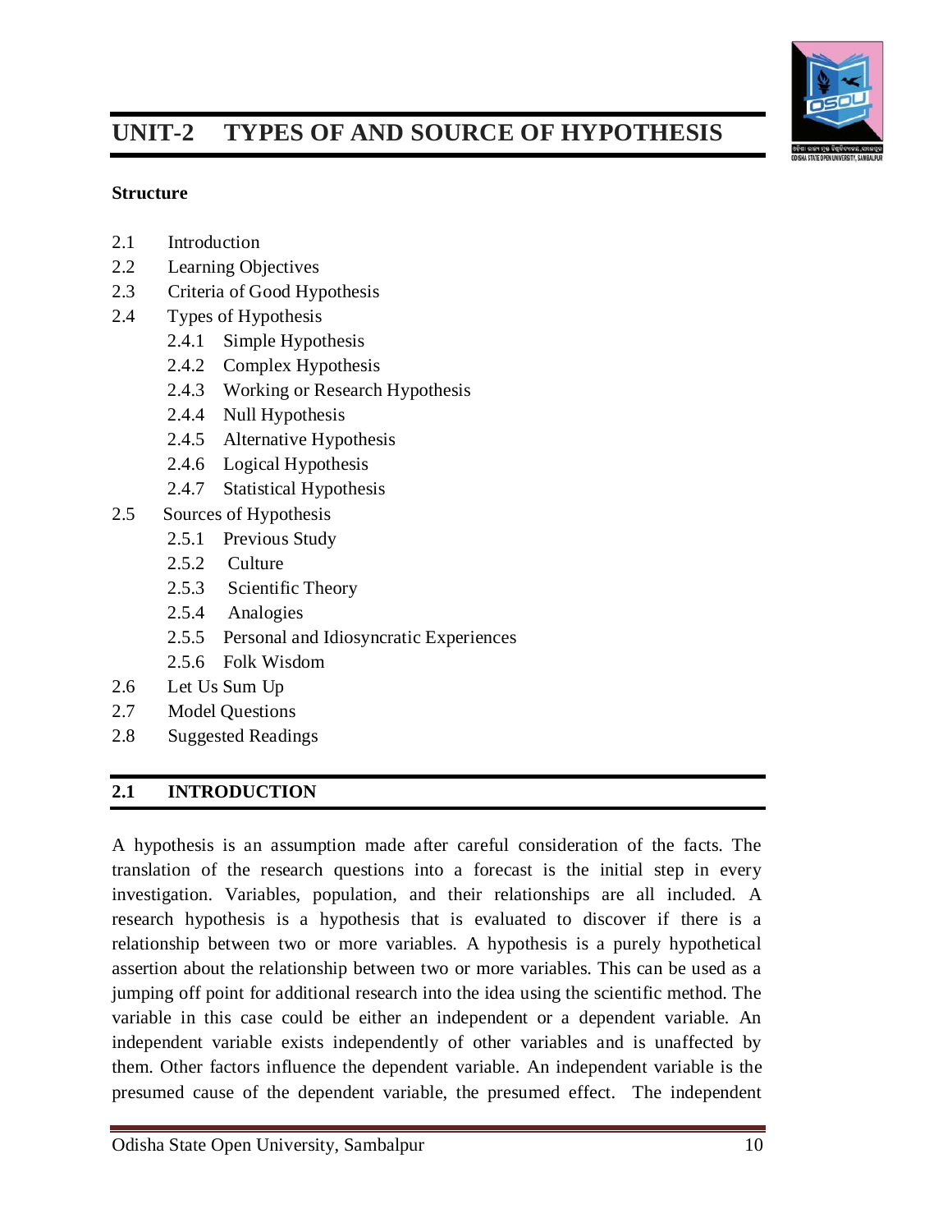# UNIT-2 TYPES OF AND SOURCE OF HYPOTHESIS

**Structure**

- 2.1 Introduction
- 2.2 Learning Objectives
- 2.3 Criteria of Good Hypothesis
- 2.4 Types of Hypothesis
  - 2.4.1 Simple Hypothesis
  - 2.4.2 Complex Hypothesis
  - 2.4.3 Working or Research Hypothesis
  - 2.4.4 Null Hypothesis
  - 2.4.5 Alternative Hypothesis
  - 2.4.6 Logical Hypothesis
  - 2.4.7 Statistical Hypothesis
- 2.5 Sources of Hypothesis
  - 2.5.1 Previous Study
  - 2.5.2 Culture
  - 2.5.3 Scientific Theory
  - 2.5.4 Analogies
  - 2.5.5 Personal and Idiosyncratic Experiences
  - 2.5.6 Folk Wisdom
- 2.6 Let Us Sum Up
- 2.7 Model Questions
- 2.8 Suggested Readings

## 2.1 INTRODUCTION

A hypothesis is an assumption made after careful consideration of the facts. The translation of the research questions into a forecast is the initial step in every investigation. Variables, population, and their relationships are all included. A research hypothesis is a hypothesis that is evaluated to discover if there is a relationship between two or more variables. A hypothesis is a purely hypothetical assertion about the relationship between two or more variables. This can be used as a jumping off point for additional research into the idea using the scientific method. The variable in this case could be either an independent or a dependent variable. An independent variable exists independently of other variables and is unaffected by them. Other factors influence the dependent variable. An independent variable is the presumed cause of the dependent variable, the presumed effect. The independent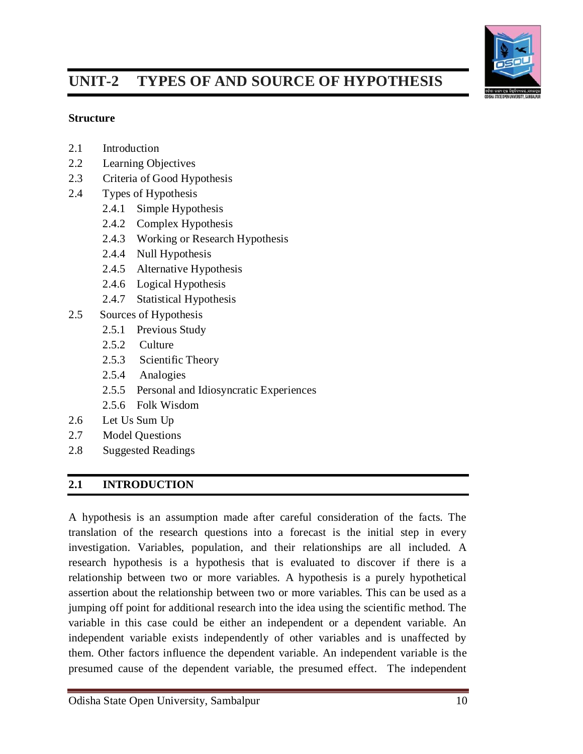# UNIT-2 TYPES OF AND SOURCE OF HYPOTHESIS

**Structure**

2.1 Introduction
2.2 Learning Objectives
2.3 Criteria of Good Hypothesis
2.4 Types of Hypothesis
- 2.4.1 Simple Hypothesis
- 2.4.2 Complex Hypothesis
- 2.4.3 Working or Research Hypothesis
- 2.4.4 Null Hypothesis
- 2.4.5 Alternative Hypothesis
- 2.4.6 Logical Hypothesis
- 2.4.7 Statistical Hypothesis

2.5 Sources of Hypothesis
- 2.5.1 Previous Study
- 2.5.2 Culture
- 2.5.3 Scientific Theory
- 2.5.4 Analogies
- 2.5.5 Personal and Idiosyncratic Experiences
- 2.5.6 Folk Wisdom

2.6 Let Us Sum Up
2.7 Model Questions
2.8 Suggested Readings

## 2.1 INTRODUCTION

A hypothesis is an assumption made after careful consideration of the facts. The translation of the research questions into a forecast is the initial step in every investigation. Variables, population, and their relationships are all included. A research hypothesis is a hypothesis that is evaluated to discover if there is a relationship between two or more variables. A hypothesis is a purely hypothetical assertion about the relationship between two or more variables. This can be used as a jumping off point for additional research into the idea using the scientific method. The variable in this case could be either an independent or a dependent variable. An independent variable exists independently of other variables and is unaffected by them. Other factors influence the dependent variable. An independent variable is the presumed cause of the dependent variable, the presumed effect. The independent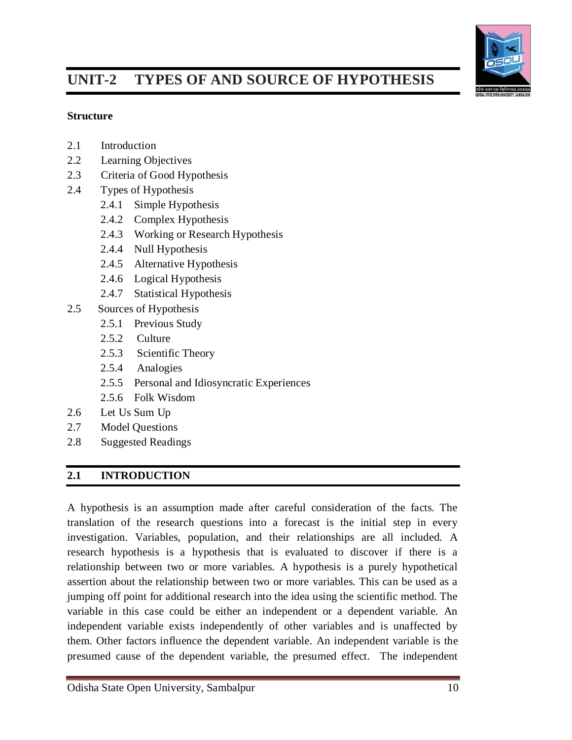# UNIT-2 TYPES OF AND SOURCE OF HYPOTHESIS

**Structure**

2.1 Introduction

2.2 Learning Objectives

2.3 Criteria of Good Hypothesis

2.4 Types of Hypothesis

- 2.4.1 Simple Hypothesis
- 2.4.2 Complex Hypothesis
- 2.4.3 Working or Research Hypothesis
- 2.4.4 Null Hypothesis
- 2.4.5 Alternative Hypothesis
- 2.4.6 Logical Hypothesis
- 2.4.7 Statistical Hypothesis

2.5 Sources of Hypothesis

- 2.5.1 Previous Study
- 2.5.2 Culture
- 2.5.3 Scientific Theory
- 2.5.4 Analogies
- 2.5.5 Personal and Idiosyncratic Experiences
- 2.5.6 Folk Wisdom

2.6 Let Us Sum Up

2.7 Model Questions

2.8 Suggested Readings

## 2.1 INTRODUCTION

A hypothesis is an assumption made after careful consideration of the facts. The translation of the research questions into a forecast is the initial step in every investigation. Variables, population, and their relationships are all included. A research hypothesis is a hypothesis that is evaluated to discover if there is a relationship between two or more variables. A hypothesis is a purely hypothetical assertion about the relationship between two or more variables. This can be used as a jumping off point for additional research into the idea using the scientific method. The variable in this case could be either an independent or a dependent variable. An independent variable exists independently of other variables and is unaffected by them. Other factors influence the dependent variable. An independent variable is the presumed cause of the dependent variable, the presumed effect. The independent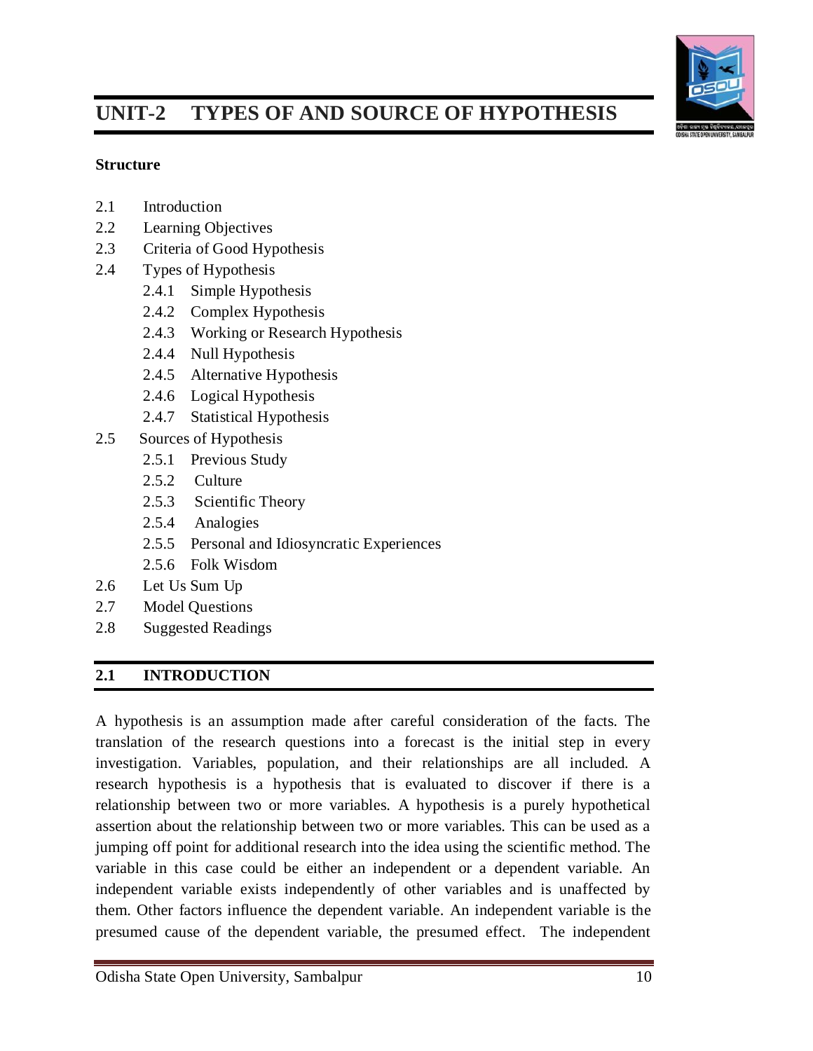# UNIT-2 TYPES OF AND SOURCE OF HYPOTHESIS

**Structure**

2.1 Introduction
2.2 Learning Objectives
2.3 Criteria of Good Hypothesis
2.4 Types of Hypothesis
- 2.4.1 Simple Hypothesis
- 2.4.2 Complex Hypothesis
- 2.4.3 Working or Research Hypothesis
- 2.4.4 Null Hypothesis
- 2.4.5 Alternative Hypothesis
- 2.4.6 Logical Hypothesis
- 2.4.7 Statistical Hypothesis

2.5 Sources of Hypothesis
- 2.5.1 Previous Study
- 2.5.2 Culture
- 2.5.3 Scientific Theory
- 2.5.4 Analogies
- 2.5.5 Personal and Idiosyncratic Experiences
- 2.5.6 Folk Wisdom

2.6 Let Us Sum Up
2.7 Model Questions
2.8 Suggested Readings

## 2.1 INTRODUCTION

A hypothesis is an assumption made after careful consideration of the facts. The translation of the research questions into a forecast is the initial step in every investigation. Variables, population, and their relationships are all included. A research hypothesis is a hypothesis that is evaluated to discover if there is a relationship between two or more variables. A hypothesis is a purely hypothetical assertion about the relationship between two or more variables. This can be used as a jumping off point for additional research into the idea using the scientific method. The variable in this case could be either an independent or a dependent variable. An independent variable exists independently of other variables and is unaffected by them. Other factors influence the dependent variable. An independent variable is the presumed cause of the dependent variable, the presumed effect. The independent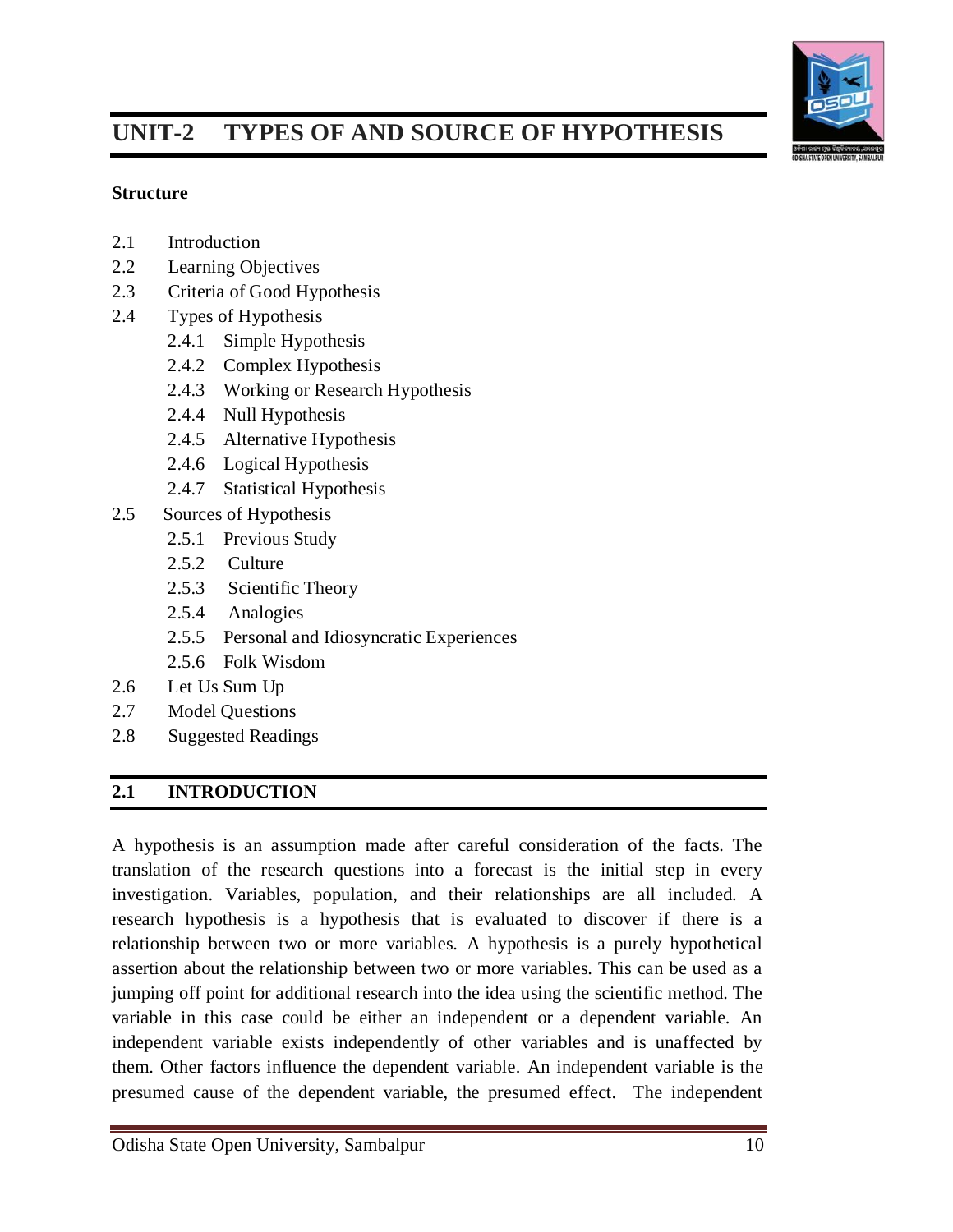# UNIT-2 TYPES OF AND SOURCE OF HYPOTHESIS

**Structure**

- 2.1 Introduction
- 2.2 Learning Objectives
- 2.3 Criteria of Good Hypothesis
- 2.4 Types of Hypothesis
    - 2.4.1 Simple Hypothesis
    - 2.4.2 Complex Hypothesis
    - 2.4.3 Working or Research Hypothesis
    - 2.4.4 Null Hypothesis
    - 2.4.5 Alternative Hypothesis
    - 2.4.6 Logical Hypothesis
    - 2.4.7 Statistical Hypothesis
- 2.5 Sources of Hypothesis
    - 2.5.1 Previous Study
    - 2.5.2 Culture
    - 2.5.3 Scientific Theory
    - 2.5.4 Analogies
    - 2.5.5 Personal and Idiosyncratic Experiences
    - 2.5.6 Folk Wisdom
- 2.6 Let Us Sum Up
- 2.7 Model Questions
- 2.8 Suggested Readings

## 2.1 INTRODUCTION

A hypothesis is an assumption made after careful consideration of the facts. The translation of the research questions into a forecast is the initial step in every investigation. Variables, population, and their relationships are all included. A research hypothesis is a hypothesis that is evaluated to discover if there is a relationship between two or more variables. A hypothesis is a purely hypothetical assertion about the relationship between two or more variables. This can be used as a jumping off point for additional research into the idea using the scientific method. The variable in this case could be either an independent or a dependent variable. An independent variable exists independently of other variables and is unaffected by them. Other factors influence the dependent variable. An independent variable is the presumed cause of the dependent variable, the presumed effect. The independent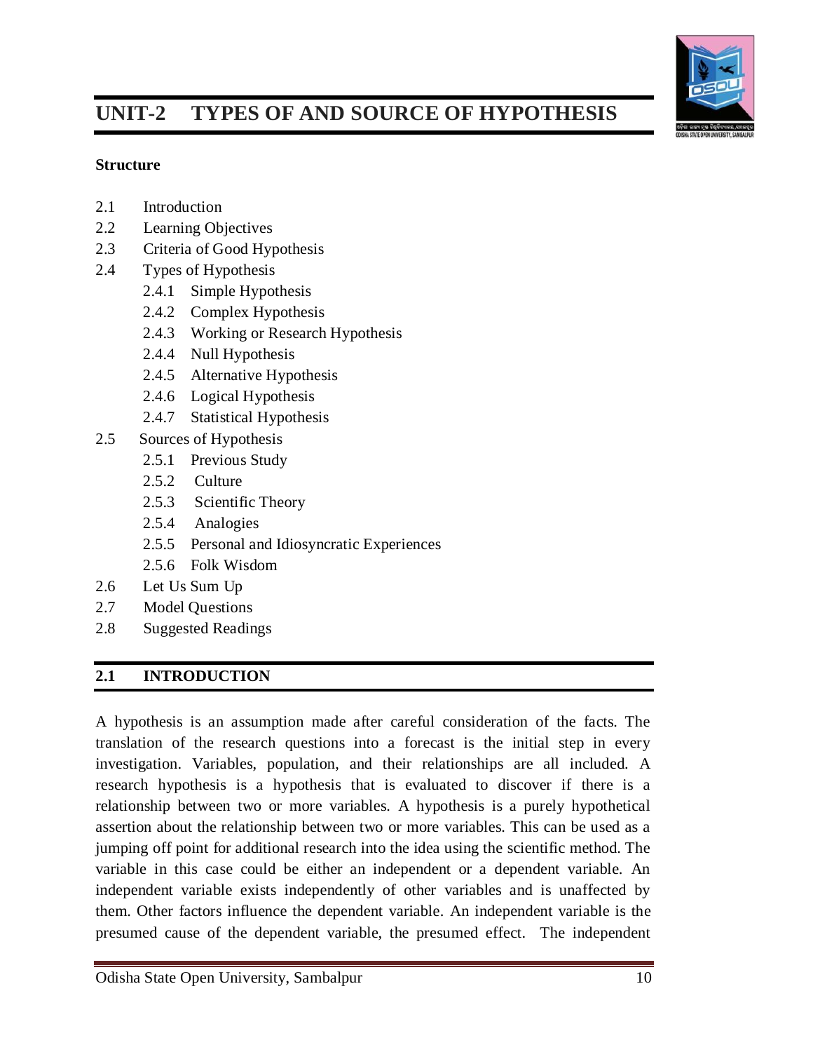# UNIT-2 TYPES OF AND SOURCE OF HYPOTHESIS

**Structure**

2.1 Introduction
2.2 Learning Objectives
2.3 Criteria of Good Hypothesis
2.4 Types of Hypothesis
 2.4.1 Simple Hypothesis
 2.4.2 Complex Hypothesis
 2.4.3 Working or Research Hypothesis
 2.4.4 Null Hypothesis
 2.4.5 Alternative Hypothesis
 2.4.6 Logical Hypothesis
 2.4.7 Statistical Hypothesis
2.5 Sources of Hypothesis
 2.5.1 Previous Study
 2.5.2 Culture
 2.5.3 Scientific Theory
 2.5.4 Analogies
 2.5.5 Personal and Idiosyncratic Experiences
 2.5.6 Folk Wisdom
2.6 Let Us Sum Up
2.7 Model Questions
2.8 Suggested Readings

## 2.1 INTRODUCTION

A hypothesis is an assumption made after careful consideration of the facts. The translation of the research questions into a forecast is the initial step in every investigation. Variables, population, and their relationships are all included. A research hypothesis is a hypothesis that is evaluated to discover if there is a relationship between two or more variables. A hypothesis is a purely hypothetical assertion about the relationship between two or more variables. This can be used as a jumping off point for additional research into the idea using the scientific method. The variable in this case could be either an independent or a dependent variable. An independent variable exists independently of other variables and is unaffected by them. Other factors influence the dependent variable. An independent variable is the presumed cause of the dependent variable, the presumed effect. The independent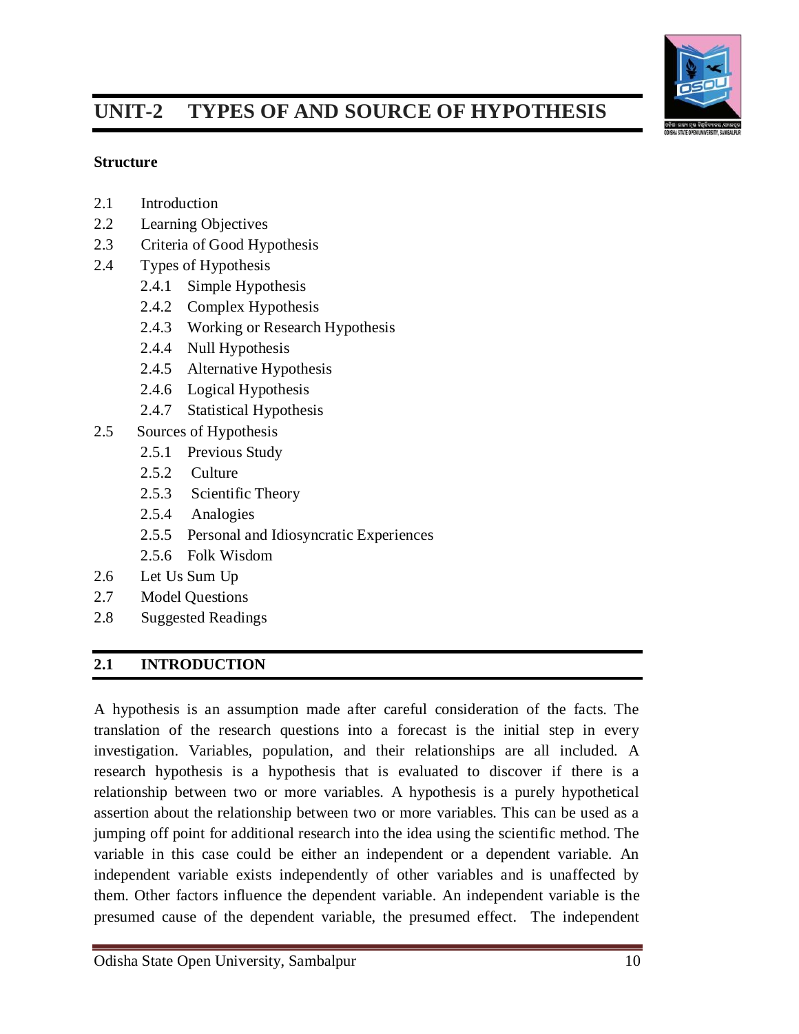# UNIT-2 TYPES OF AND SOURCE OF HYPOTHESIS

**Structure**

2.1 Introduction
2.2 Learning Objectives
2.3 Criteria of Good Hypothesis
2.4 Types of Hypothesis
- 2.4.1 Simple Hypothesis
- 2.4.2 Complex Hypothesis
- 2.4.3 Working or Research Hypothesis
- 2.4.4 Null Hypothesis
- 2.4.5 Alternative Hypothesis
- 2.4.6 Logical Hypothesis
- 2.4.7 Statistical Hypothesis

2.5 Sources of Hypothesis
- 2.5.1 Previous Study
- 2.5.2 Culture
- 2.5.3 Scientific Theory
- 2.5.4 Analogies
- 2.5.5 Personal and Idiosyncratic Experiences
- 2.5.6 Folk Wisdom

2.6 Let Us Sum Up
2.7 Model Questions
2.8 Suggested Readings

## 2.1 INTRODUCTION

A hypothesis is an assumption made after careful consideration of the facts. The translation of the research questions into a forecast is the initial step in every investigation. Variables, population, and their relationships are all included. A research hypothesis is a hypothesis that is evaluated to discover if there is a relationship between two or more variables. A hypothesis is a purely hypothetical assertion about the relationship between two or more variables. This can be used as a jumping off point for additional research into the idea using the scientific method. The variable in this case could be either an independent or a dependent variable. An independent variable exists independently of other variables and is unaffected by them. Other factors influence the dependent variable. An independent variable is the presumed cause of the dependent variable, the presumed effect. The independent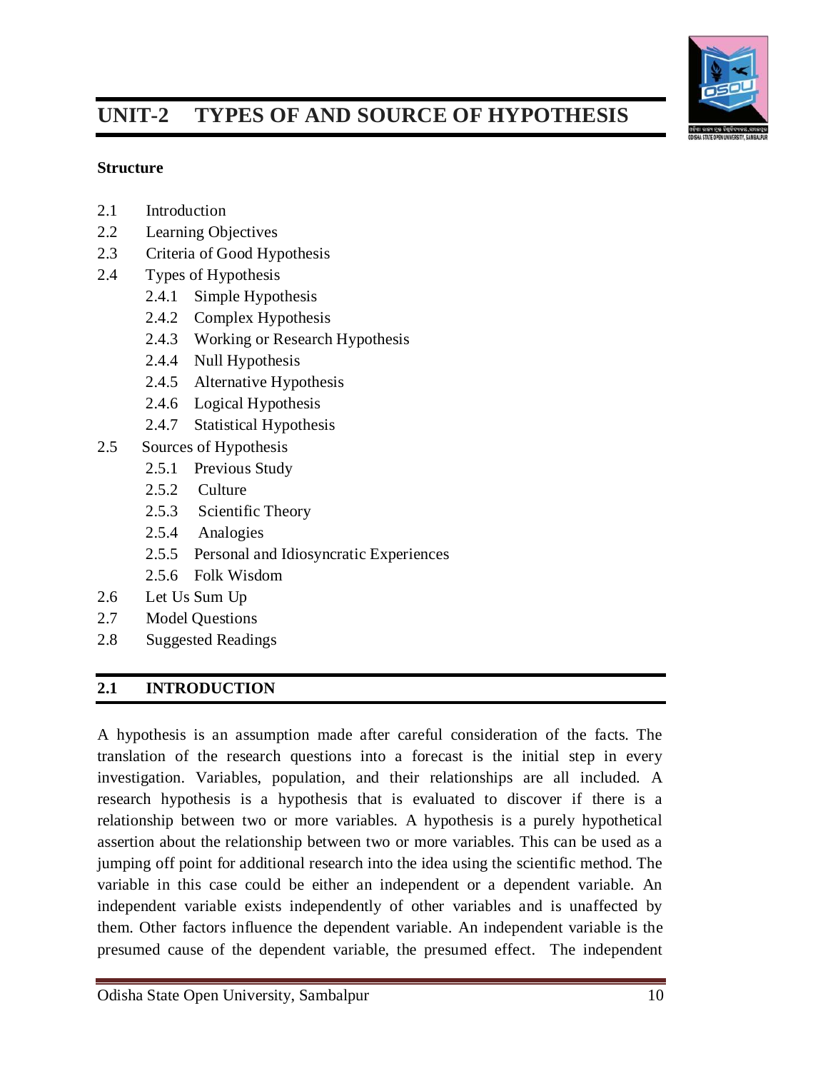# UNIT-2 TYPES OF AND SOURCE OF HYPOTHESIS

**Structure**

2.1 Introduction

2.2 Learning Objectives

2.3 Criteria of Good Hypothesis

2.4 Types of Hypothesis

- 2.4.1 Simple Hypothesis
- 2.4.2 Complex Hypothesis
- 2.4.3 Working or Research Hypothesis
- 2.4.4 Null Hypothesis
- 2.4.5 Alternative Hypothesis
- 2.4.6 Logical Hypothesis
- 2.4.7 Statistical Hypothesis

2.5 Sources of Hypothesis

- 2.5.1 Previous Study
- 2.5.2 Culture
- 2.5.3 Scientific Theory
- 2.5.4 Analogies
- 2.5.5 Personal and Idiosyncratic Experiences
- 2.5.6 Folk Wisdom

2.6 Let Us Sum Up

2.7 Model Questions

2.8 Suggested Readings

## 2.1 INTRODUCTION

A hypothesis is an assumption made after careful consideration of the facts. The translation of the research questions into a forecast is the initial step in every investigation. Variables, population, and their relationships are all included. A research hypothesis is a hypothesis that is evaluated to discover if there is a relationship between two or more variables. A hypothesis is a purely hypothetical assertion about the relationship between two or more variables. This can be used as a jumping off point for additional research into the idea using the scientific method. The variable in this case could be either an independent or a dependent variable. An independent variable exists independently of other variables and is unaffected by them. Other factors influence the dependent variable. An independent variable is the presumed cause of the dependent variable, the presumed effect. The independent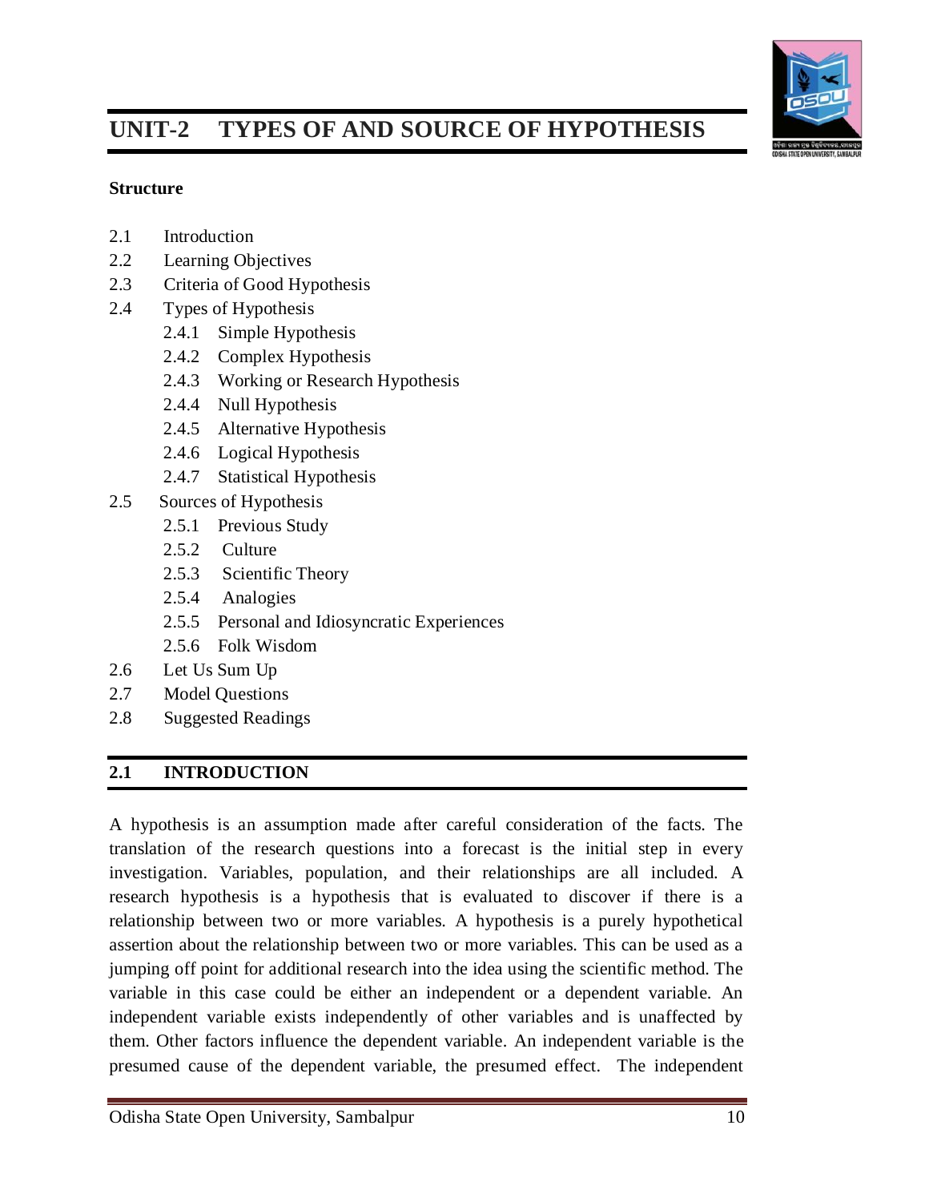# UNIT-2 TYPES OF AND SOURCE OF HYPOTHESIS

**Structure**

- 2.1 Introduction
- 2.2 Learning Objectives
- 2.3 Criteria of Good Hypothesis
- 2.4 Types of Hypothesis
  - 2.4.1 Simple Hypothesis
  - 2.4.2 Complex Hypothesis
  - 2.4.3 Working or Research Hypothesis
  - 2.4.4 Null Hypothesis
  - 2.4.5 Alternative Hypothesis
  - 2.4.6 Logical Hypothesis
  - 2.4.7 Statistical Hypothesis
- 2.5 Sources of Hypothesis
  - 2.5.1 Previous Study
  - 2.5.2 Culture
  - 2.5.3 Scientific Theory
  - 2.5.4 Analogies
  - 2.5.5 Personal and Idiosyncratic Experiences
  - 2.5.6 Folk Wisdom
- 2.6 Let Us Sum Up
- 2.7 Model Questions
- 2.8 Suggested Readings

## 2.1 INTRODUCTION

A hypothesis is an assumption made after careful consideration of the facts. The translation of the research questions into a forecast is the initial step in every investigation. Variables, population, and their relationships are all included. A research hypothesis is a hypothesis that is evaluated to discover if there is a relationship between two or more variables. A hypothesis is a purely hypothetical assertion about the relationship between two or more variables. This can be used as a jumping off point for additional research into the idea using the scientific method. The variable in this case could be either an independent or a dependent variable. An independent variable exists independently of other variables and is unaffected by them. Other factors influence the dependent variable. An independent variable is the presumed cause of the dependent variable, the presumed effect. The independent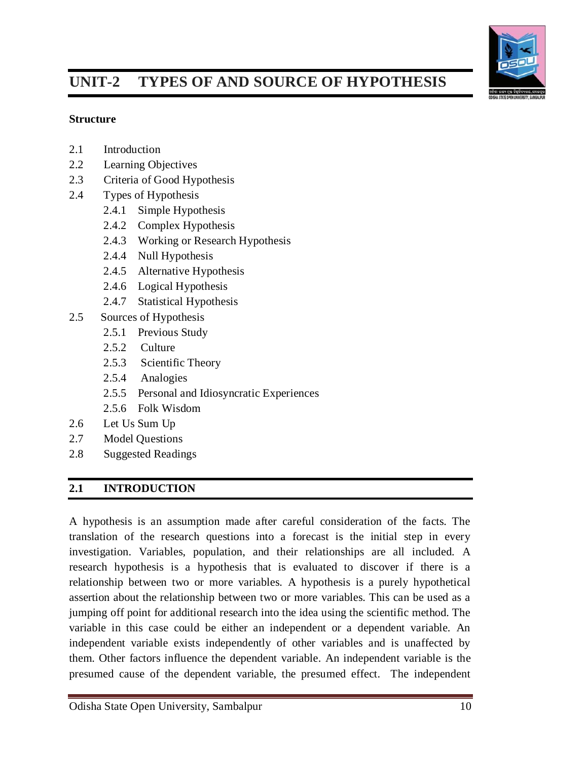# UNIT-2 TYPES OF AND SOURCE OF HYPOTHESIS

**Structure**

2.1 Introduction
2.2 Learning Objectives
2.3 Criteria of Good Hypothesis
2.4 Types of Hypothesis
  2.4.1 Simple Hypothesis
  2.4.2 Complex Hypothesis
  2.4.3 Working or Research Hypothesis
  2.4.4 Null Hypothesis
  2.4.5 Alternative Hypothesis
  2.4.6 Logical Hypothesis
  2.4.7 Statistical Hypothesis
2.5 Sources of Hypothesis
  2.5.1 Previous Study
  2.5.2 Culture
  2.5.3 Scientific Theory
  2.5.4 Analogies
  2.5.5 Personal and Idiosyncratic Experiences
  2.5.6 Folk Wisdom
2.6 Let Us Sum Up
2.7 Model Questions
2.8 Suggested Readings

## 2.1 INTRODUCTION

A hypothesis is an assumption made after careful consideration of the facts. The translation of the research questions into a forecast is the initial step in every investigation. Variables, population, and their relationships are all included. A research hypothesis is a hypothesis that is evaluated to discover if there is a relationship between two or more variables. A hypothesis is a purely hypothetical assertion about the relationship between two or more variables. This can be used as a jumping off point for additional research into the idea using the scientific method. The variable in this case could be either an independent or a dependent variable. An independent variable exists independently of other variables and is unaffected by them. Other factors influence the dependent variable. An independent variable is the presumed cause of the dependent variable, the presumed effect. The independent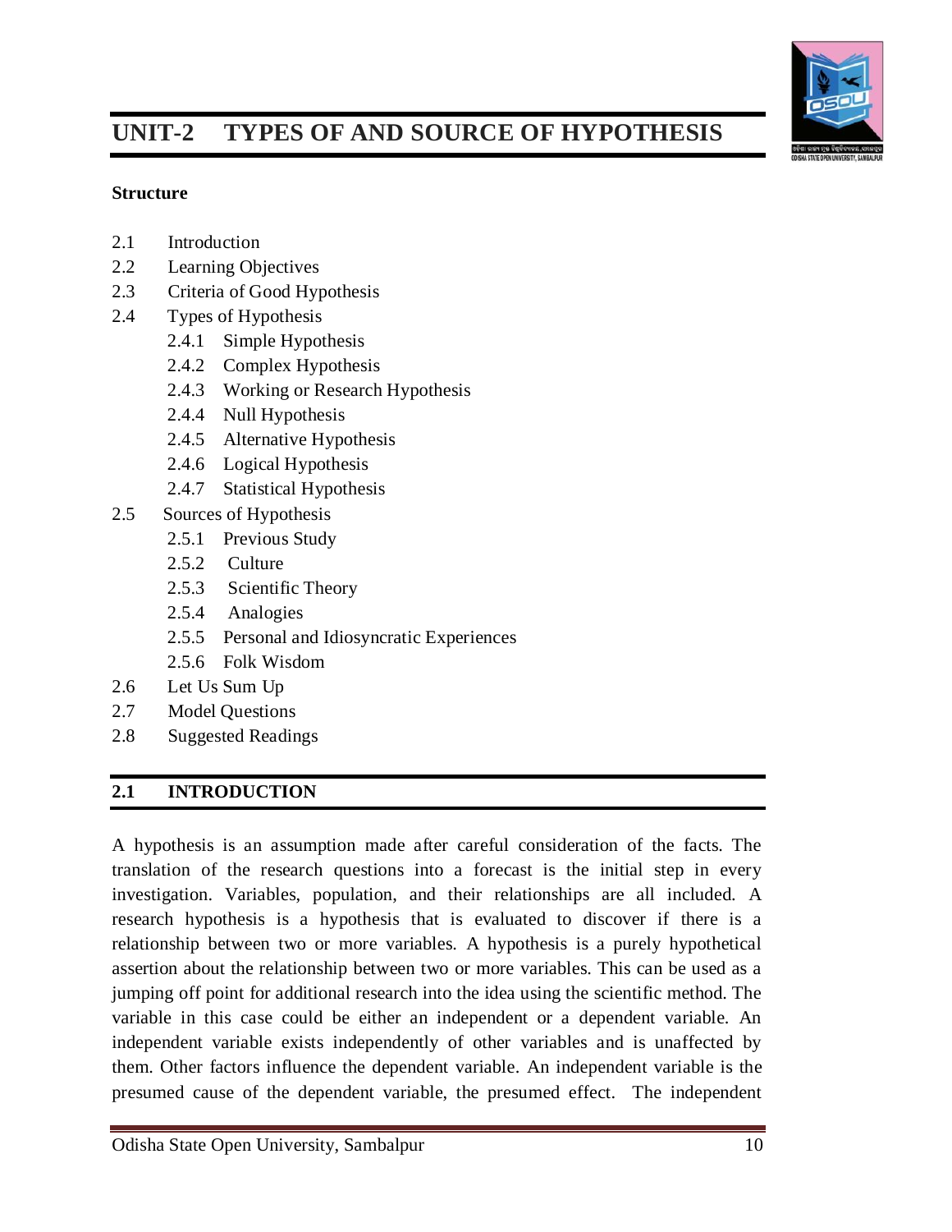# UNIT-2 TYPES OF AND SOURCE OF HYPOTHESIS

**Structure**

2.1 Introduction
2.2 Learning Objectives
2.3 Criteria of Good Hypothesis
2.4 Types of Hypothesis
- 2.4.1 Simple Hypothesis
- 2.4.2 Complex Hypothesis
- 2.4.3 Working or Research Hypothesis
- 2.4.4 Null Hypothesis
- 2.4.5 Alternative Hypothesis
- 2.4.6 Logical Hypothesis
- 2.4.7 Statistical Hypothesis

2.5 Sources of Hypothesis
- 2.5.1 Previous Study
- 2.5.2 Culture
- 2.5.3 Scientific Theory
- 2.5.4 Analogies
- 2.5.5 Personal and Idiosyncratic Experiences
- 2.5.6 Folk Wisdom

2.6 Let Us Sum Up
2.7 Model Questions
2.8 Suggested Readings

## 2.1 INTRODUCTION

A hypothesis is an assumption made after careful consideration of the facts. The translation of the research questions into a forecast is the initial step in every investigation. Variables, population, and their relationships are all included. A research hypothesis is a hypothesis that is evaluated to discover if there is a relationship between two or more variables. A hypothesis is a purely hypothetical assertion about the relationship between two or more variables. This can be used as a jumping off point for additional research into the idea using the scientific method. The variable in this case could be either an independent or a dependent variable. An independent variable exists independently of other variables and is unaffected by them. Other factors influence the dependent variable. An independent variable is the presumed cause of the dependent variable, the presumed effect. The independent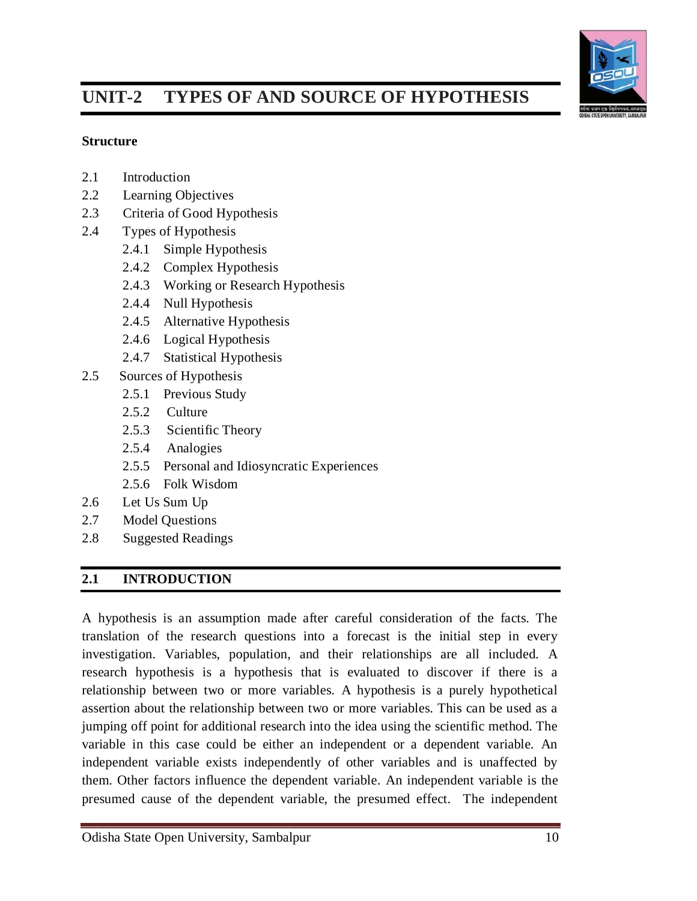# UNIT-2 TYPES OF AND SOURCE OF HYPOTHESIS

**Structure**

2.1 Introduction
2.2 Learning Objectives
2.3 Criteria of Good Hypothesis
2.4 Types of Hypothesis
- 2.4.1 Simple Hypothesis
- 2.4.2 Complex Hypothesis
- 2.4.3 Working or Research Hypothesis
- 2.4.4 Null Hypothesis
- 2.4.5 Alternative Hypothesis
- 2.4.6 Logical Hypothesis
- 2.4.7 Statistical Hypothesis

2.5 Sources of Hypothesis
- 2.5.1 Previous Study
- 2.5.2 Culture
- 2.5.3 Scientific Theory
- 2.5.4 Analogies
- 2.5.5 Personal and Idiosyncratic Experiences
- 2.5.6 Folk Wisdom

2.6 Let Us Sum Up
2.7 Model Questions
2.8 Suggested Readings

## 2.1 INTRODUCTION

A hypothesis is an assumption made after careful consideration of the facts. The translation of the research questions into a forecast is the initial step in every investigation. Variables, population, and their relationships are all included. A research hypothesis is a hypothesis that is evaluated to discover if there is a relationship between two or more variables. A hypothesis is a purely hypothetical assertion about the relationship between two or more variables. This can be used as a jumping off point for additional research into the idea using the scientific method. The variable in this case could be either an independent or a dependent variable. An independent variable exists independently of other variables and is unaffected by them. Other factors influence the dependent variable. An independent variable is the presumed cause of the dependent variable, the presumed effect. The independent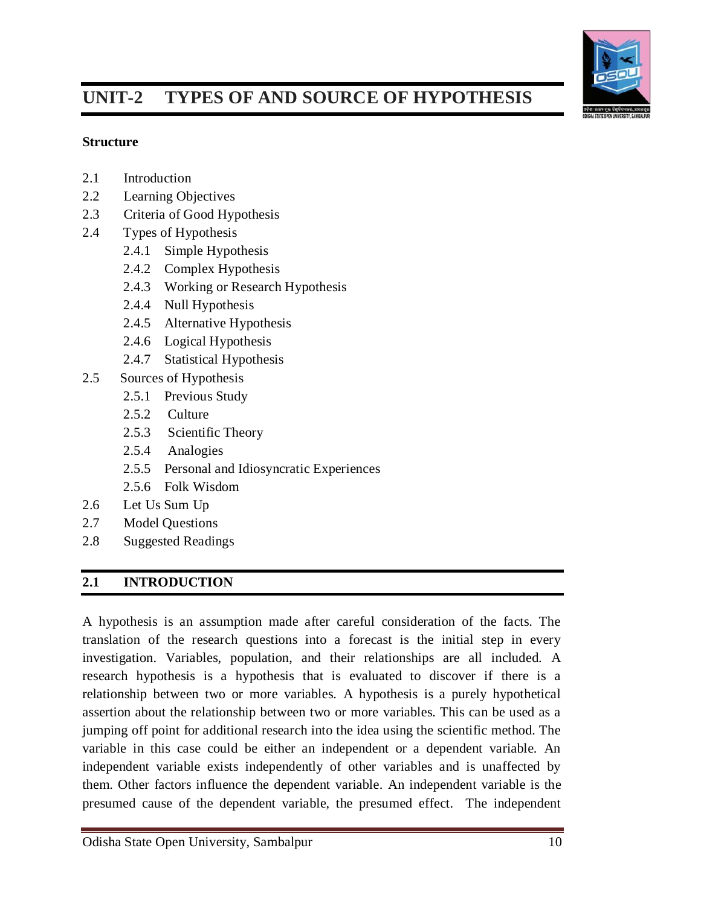# UNIT-2 TYPES OF AND SOURCE OF HYPOTHESIS

**Structure**

- 2.1 Introduction
- 2.2 Learning Objectives
- 2.3 Criteria of Good Hypothesis
- 2.4 Types of Hypothesis
  - 2.4.1 Simple Hypothesis
  - 2.4.2 Complex Hypothesis
  - 2.4.3 Working or Research Hypothesis
  - 2.4.4 Null Hypothesis
  - 2.4.5 Alternative Hypothesis
  - 2.4.6 Logical Hypothesis
  - 2.4.7 Statistical Hypothesis
- 2.5 Sources of Hypothesis
  - 2.5.1 Previous Study
  - 2.5.2 Culture
  - 2.5.3 Scientific Theory
  - 2.5.4 Analogies
  - 2.5.5 Personal and Idiosyncratic Experiences
  - 2.5.6 Folk Wisdom
- 2.6 Let Us Sum Up
- 2.7 Model Questions
- 2.8 Suggested Readings

## 2.1 INTRODUCTION

A hypothesis is an assumption made after careful consideration of the facts. The translation of the research questions into a forecast is the initial step in every investigation. Variables, population, and their relationships are all included. A research hypothesis is a hypothesis that is evaluated to discover if there is a relationship between two or more variables. A hypothesis is a purely hypothetical assertion about the relationship between two or more variables. This can be used as a jumping off point for additional research into the idea using the scientific method. The variable in this case could be either an independent or a dependent variable. An independent variable exists independently of other variables and is unaffected by them. Other factors influence the dependent variable. An independent variable is the presumed cause of the dependent variable, the presumed effect. The independent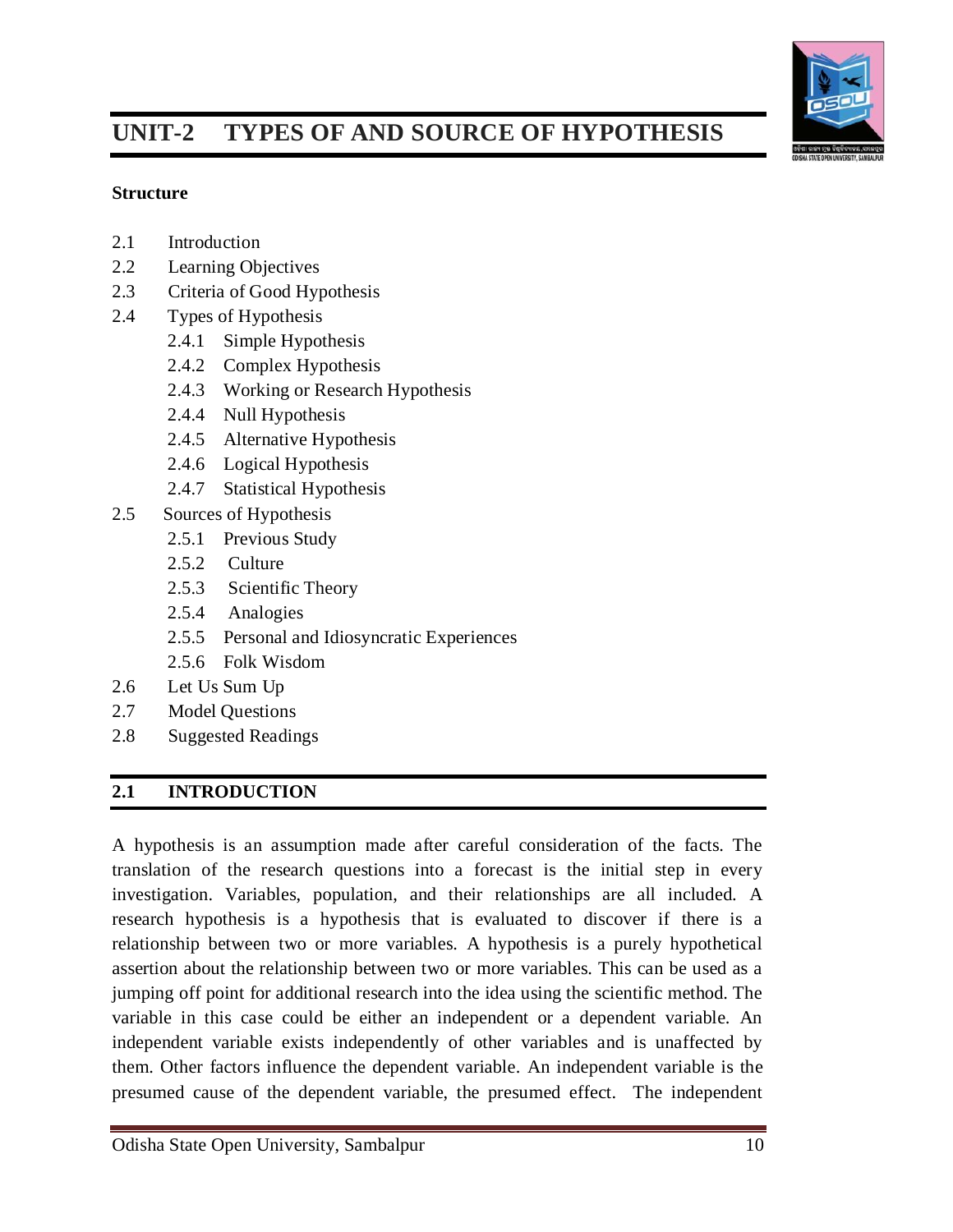# UNIT-2 TYPES OF AND SOURCE OF HYPOTHESIS

**Structure**

- 2.1 Introduction
- 2.2 Learning Objectives
- 2.3 Criteria of Good Hypothesis
- 2.4 Types of Hypothesis
  - 2.4.1 Simple Hypothesis
  - 2.4.2 Complex Hypothesis
  - 2.4.3 Working or Research Hypothesis
  - 2.4.4 Null Hypothesis
  - 2.4.5 Alternative Hypothesis
  - 2.4.6 Logical Hypothesis
  - 2.4.7 Statistical Hypothesis
- 2.5 Sources of Hypothesis
  - 2.5.1 Previous Study
  - 2.5.2 Culture
  - 2.5.3 Scientific Theory
  - 2.5.4 Analogies
  - 2.5.5 Personal and Idiosyncratic Experiences
  - 2.5.6 Folk Wisdom
- 2.6 Let Us Sum Up
- 2.7 Model Questions
- 2.8 Suggested Readings

## 2.1 INTRODUCTION

A hypothesis is an assumption made after careful consideration of the facts. The translation of the research questions into a forecast is the initial step in every investigation. Variables, population, and their relationships are all included. A research hypothesis is a hypothesis that is evaluated to discover if there is a relationship between two or more variables. A hypothesis is a purely hypothetical assertion about the relationship between two or more variables. This can be used as a jumping off point for additional research into the idea using the scientific method. The variable in this case could be either an independent or a dependent variable. An independent variable exists independently of other variables and is unaffected by them. Other factors influence the dependent variable. An independent variable is the presumed cause of the dependent variable, the presumed effect. The independent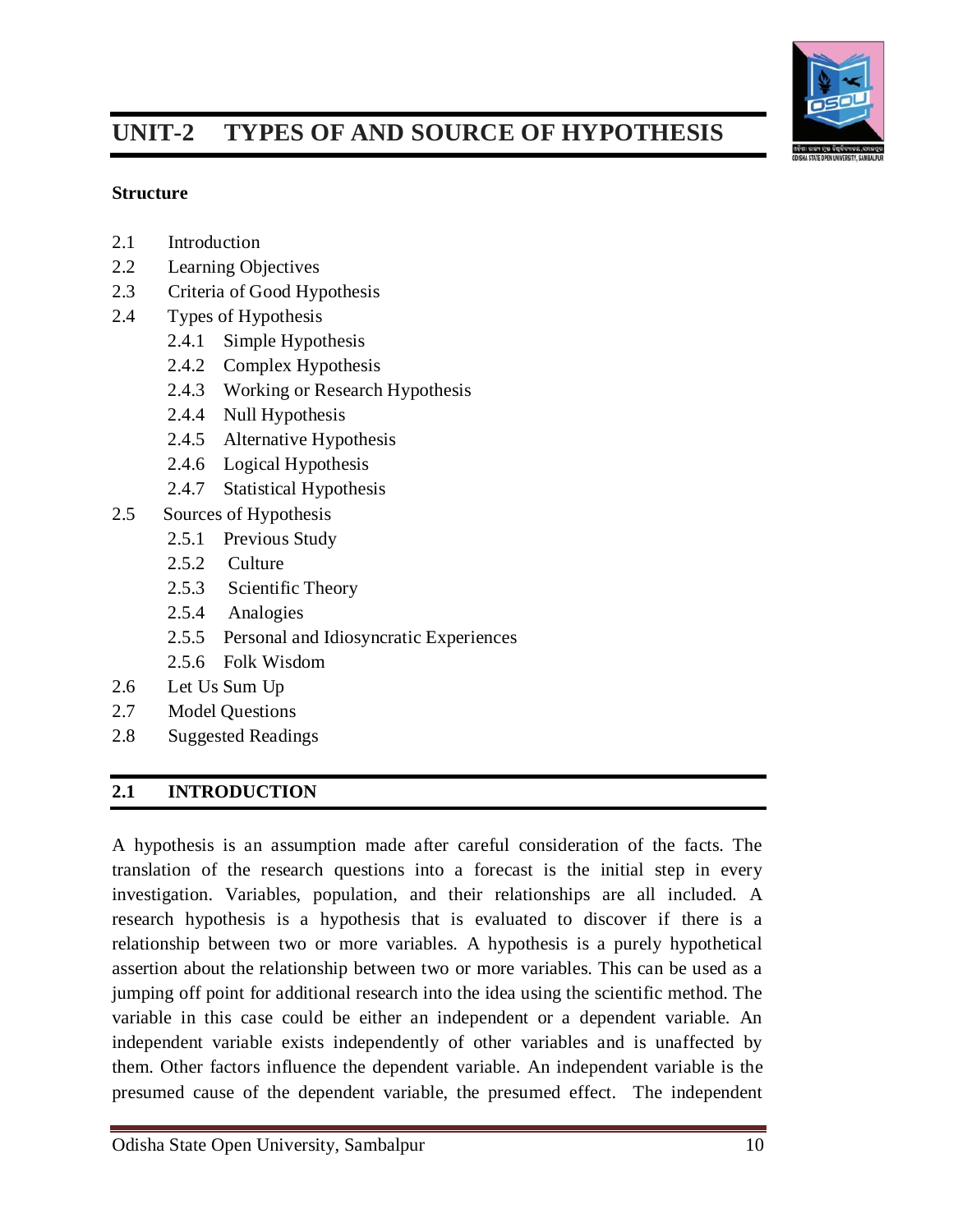# UNIT-2 TYPES OF AND SOURCE OF HYPOTHESIS

**Structure**

2.1 Introduction
2.2 Learning Objectives
2.3 Criteria of Good Hypothesis
2.4 Types of Hypothesis
- 2.4.1 Simple Hypothesis
- 2.4.2 Complex Hypothesis
- 2.4.3 Working or Research Hypothesis
- 2.4.4 Null Hypothesis
- 2.4.5 Alternative Hypothesis
- 2.4.6 Logical Hypothesis
- 2.4.7 Statistical Hypothesis

2.5 Sources of Hypothesis
- 2.5.1 Previous Study
- 2.5.2 Culture
- 2.5.3 Scientific Theory
- 2.5.4 Analogies
- 2.5.5 Personal and Idiosyncratic Experiences
- 2.5.6 Folk Wisdom

2.6 Let Us Sum Up
2.7 Model Questions
2.8 Suggested Readings

## 2.1 INTRODUCTION

A hypothesis is an assumption made after careful consideration of the facts. The translation of the research questions into a forecast is the initial step in every investigation. Variables, population, and their relationships are all included. A research hypothesis is a hypothesis that is evaluated to discover if there is a relationship between two or more variables. A hypothesis is a purely hypothetical assertion about the relationship between two or more variables. This can be used as a jumping off point for additional research into the idea using the scientific method. The variable in this case could be either an independent or a dependent variable. An independent variable exists independently of other variables and is unaffected by them. Other factors influence the dependent variable. An independent variable is the presumed cause of the dependent variable, the presumed effect. The independent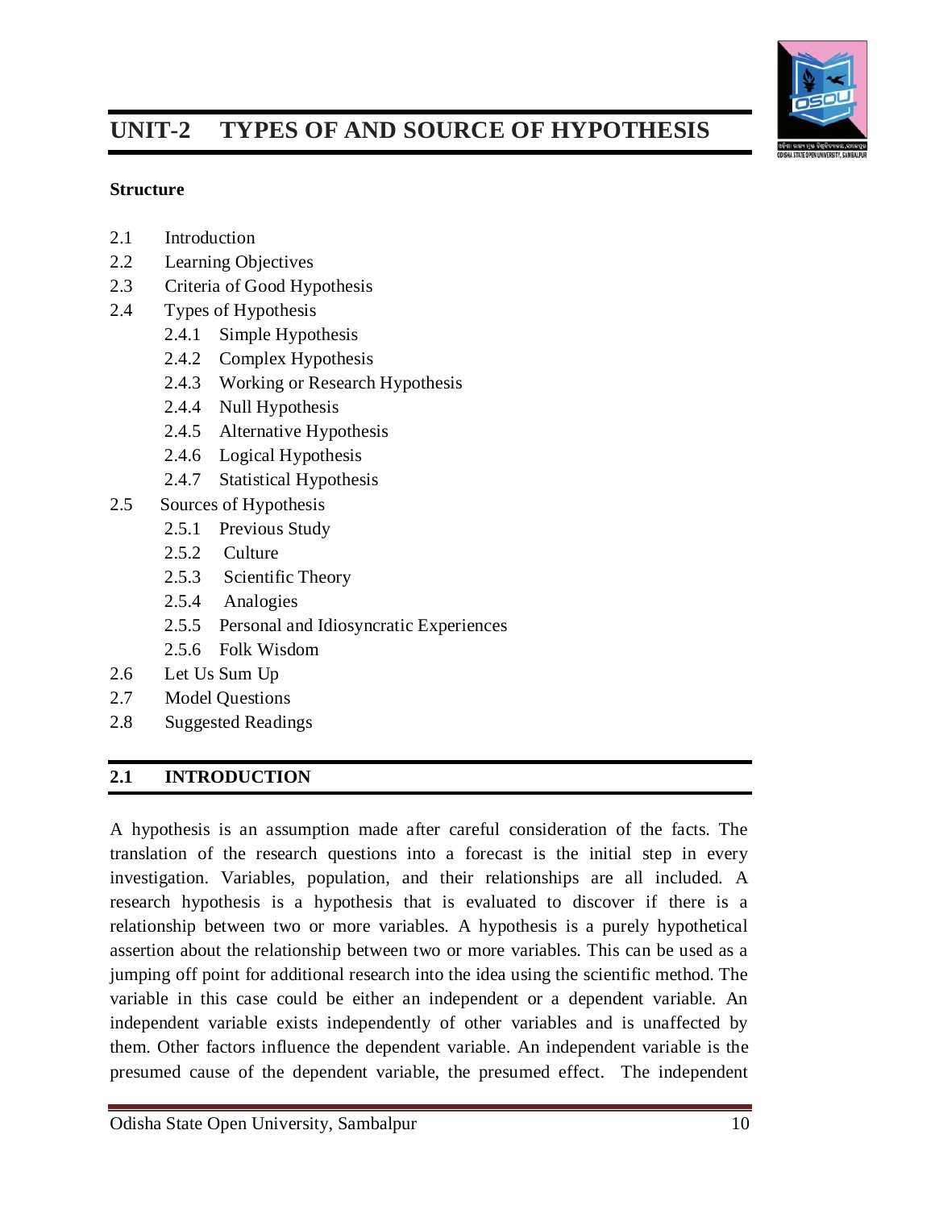# UNIT-2 TYPES OF AND SOURCE OF HYPOTHESIS

**Structure**

- 2.1 Introduction
- 2.2 Learning Objectives
- 2.3 Criteria of Good Hypothesis
- 2.4 Types of Hypothesis
    - 2.4.1 Simple Hypothesis
    - 2.4.2 Complex Hypothesis
    - 2.4.3 Working or Research Hypothesis
    - 2.4.4 Null Hypothesis
    - 2.4.5 Alternative Hypothesis
    - 2.4.6 Logical Hypothesis
    - 2.4.7 Statistical Hypothesis
- 2.5 Sources of Hypothesis
    - 2.5.1 Previous Study
    - 2.5.2 Culture
    - 2.5.3 Scientific Theory
    - 2.5.4 Analogies
    - 2.5.5 Personal and Idiosyncratic Experiences
    - 2.5.6 Folk Wisdom
- 2.6 Let Us Sum Up
- 2.7 Model Questions
- 2.8 Suggested Readings

## 2.1 INTRODUCTION

A hypothesis is an assumption made after careful consideration of the facts. The translation of the research questions into a forecast is the initial step in every investigation. Variables, population, and their relationships are all included. A research hypothesis is a hypothesis that is evaluated to discover if there is a relationship between two or more variables. A hypothesis is a purely hypothetical assertion about the relationship between two or more variables. This can be used as a jumping off point for additional research into the idea using the scientific method. The variable in this case could be either an independent or a dependent variable. An independent variable exists independently of other variables and is unaffected by them. Other factors influence the dependent variable. An independent variable is the presumed cause of the dependent variable, the presumed effect. The independent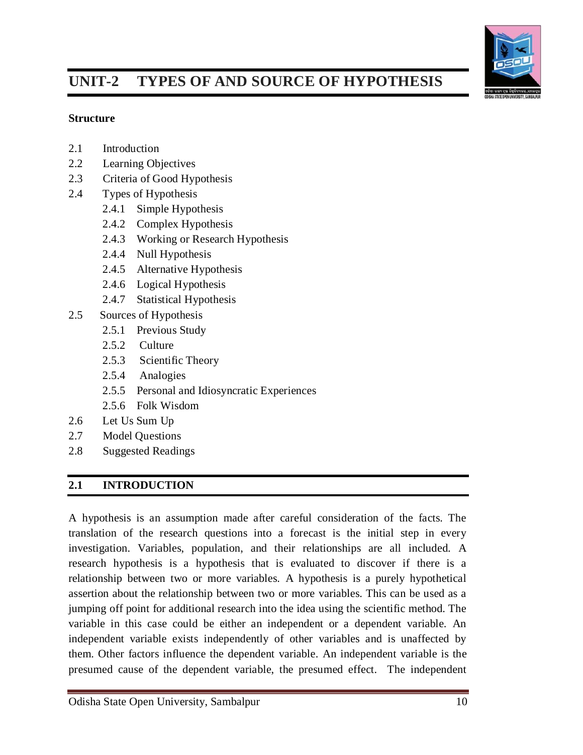# UNIT-2 TYPES OF AND SOURCE OF HYPOTHESIS

**Structure**

2.1 Introduction
2.2 Learning Objectives
2.3 Criteria of Good Hypothesis
2.4 Types of Hypothesis
  2.4.1 Simple Hypothesis
  2.4.2 Complex Hypothesis
  2.4.3 Working or Research Hypothesis
  2.4.4 Null Hypothesis
  2.4.5 Alternative Hypothesis
  2.4.6 Logical Hypothesis
  2.4.7 Statistical Hypothesis
2.5 Sources of Hypothesis
  2.5.1 Previous Study
  2.5.2 Culture
  2.5.3 Scientific Theory
  2.5.4 Analogies
  2.5.5 Personal and Idiosyncratic Experiences
  2.5.6 Folk Wisdom
2.6 Let Us Sum Up
2.7 Model Questions
2.8 Suggested Readings

## 2.1 INTRODUCTION

A hypothesis is an assumption made after careful consideration of the facts. The translation of the research questions into a forecast is the initial step in every investigation. Variables, population, and their relationships are all included. A research hypothesis is a hypothesis that is evaluated to discover if there is a relationship between two or more variables. A hypothesis is a purely hypothetical assertion about the relationship between two or more variables. This can be used as a jumping off point for additional research into the idea using the scientific method. The variable in this case could be either an independent or a dependent variable. An independent variable exists independently of other variables and is unaffected by them. Other factors influence the dependent variable. An independent variable is the presumed cause of the dependent variable, the presumed effect. The independent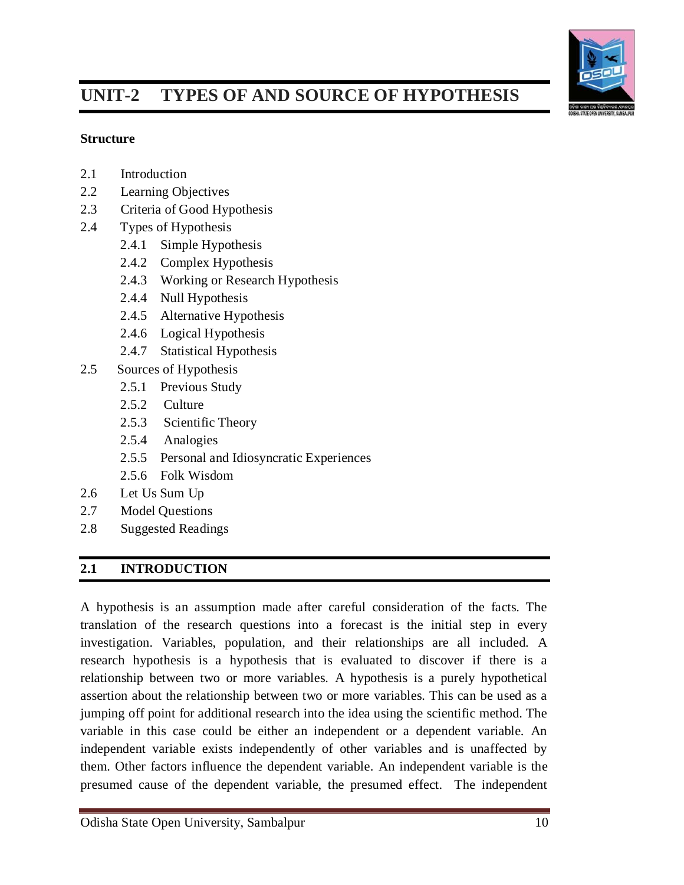# UNIT-2 TYPES OF AND SOURCE OF HYPOTHESIS

**Structure**

2.1 Introduction
2.2 Learning Objectives
2.3 Criteria of Good Hypothesis
2.4 Types of Hypothesis
  2.4.1 Simple Hypothesis
  2.4.2 Complex Hypothesis
  2.4.3 Working or Research Hypothesis
  2.4.4 Null Hypothesis
  2.4.5 Alternative Hypothesis
  2.4.6 Logical Hypothesis
  2.4.7 Statistical Hypothesis
2.5 Sources of Hypothesis
  2.5.1 Previous Study
  2.5.2 Culture
  2.5.3 Scientific Theory
  2.5.4 Analogies
  2.5.5 Personal and Idiosyncratic Experiences
  2.5.6 Folk Wisdom
2.6 Let Us Sum Up
2.7 Model Questions
2.8 Suggested Readings

## 2.1 INTRODUCTION

A hypothesis is an assumption made after careful consideration of the facts. The translation of the research questions into a forecast is the initial step in every investigation. Variables, population, and their relationships are all included. A research hypothesis is a hypothesis that is evaluated to discover if there is a relationship between two or more variables. A hypothesis is a purely hypothetical assertion about the relationship between two or more variables. This can be used as a jumping off point for additional research into the idea using the scientific method. The variable in this case could be either an independent or a dependent variable. An independent variable exists independently of other variables and is unaffected by them. Other factors influence the dependent variable. An independent variable is the presumed cause of the dependent variable, the presumed effect. The independent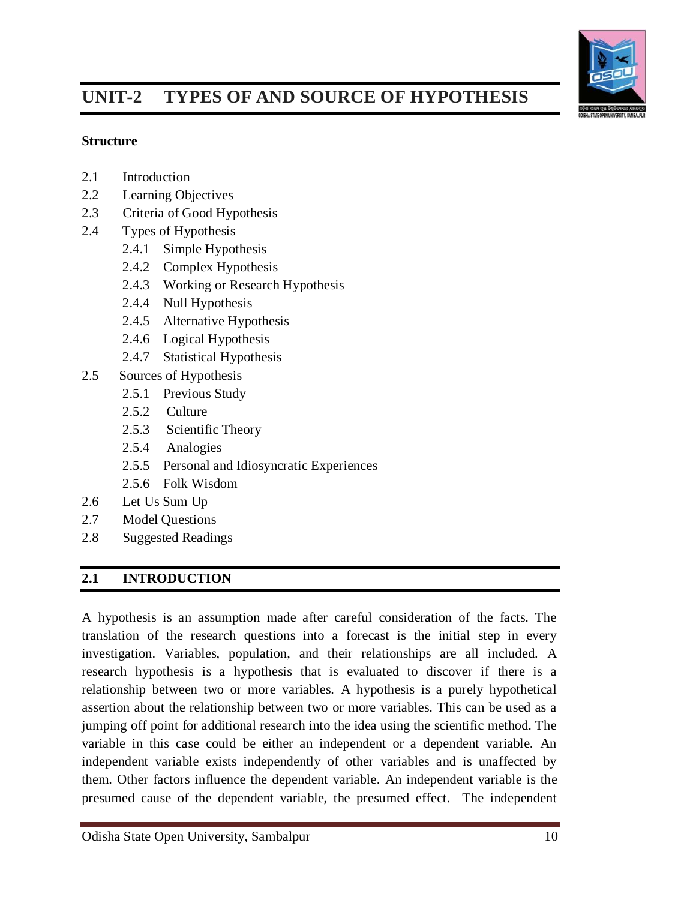# UNIT-2 TYPES OF AND SOURCE OF HYPOTHESIS

**Structure**

2.1 Introduction
2.2 Learning Objectives
2.3 Criteria of Good Hypothesis
2.4 Types of Hypothesis
  2.4.1 Simple Hypothesis
  2.4.2 Complex Hypothesis
  2.4.3 Working or Research Hypothesis
  2.4.4 Null Hypothesis
  2.4.5 Alternative Hypothesis
  2.4.6 Logical Hypothesis
  2.4.7 Statistical Hypothesis
2.5 Sources of Hypothesis
  2.5.1 Previous Study
  2.5.2 Culture
  2.5.3 Scientific Theory
  2.5.4 Analogies
  2.5.5 Personal and Idiosyncratic Experiences
  2.5.6 Folk Wisdom
2.6 Let Us Sum Up
2.7 Model Questions
2.8 Suggested Readings

## 2.1 INTRODUCTION

A hypothesis is an assumption made after careful consideration of the facts. The translation of the research questions into a forecast is the initial step in every investigation. Variables, population, and their relationships are all included. A research hypothesis is a hypothesis that is evaluated to discover if there is a relationship between two or more variables. A hypothesis is a purely hypothetical assertion about the relationship between two or more variables. This can be used as a jumping off point for additional research into the idea using the scientific method. The variable in this case could be either an independent or a dependent variable. An independent variable exists independently of other variables and is unaffected by them. Other factors influence the dependent variable. An independent variable is the presumed cause of the dependent variable, the presumed effect. The independent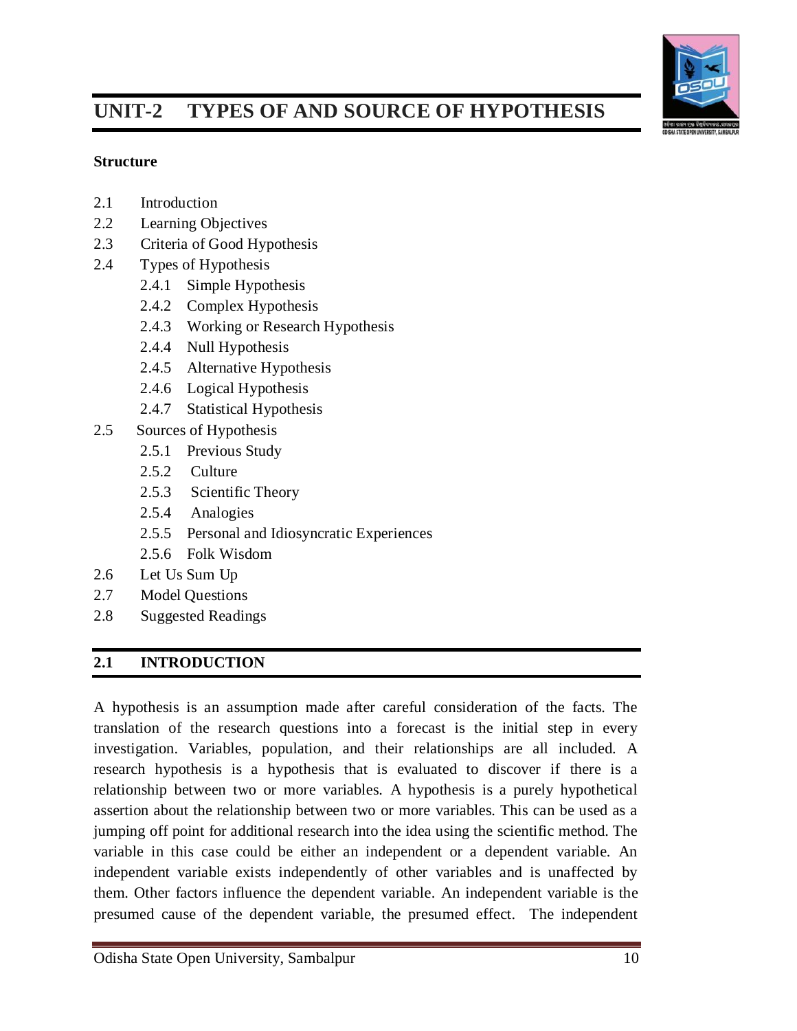# UNIT-2 TYPES OF AND SOURCE OF HYPOTHESIS

**Structure**

2.1 Introduction
2.2 Learning Objectives
2.3 Criteria of Good Hypothesis
2.4 Types of Hypothesis
  2.4.1 Simple Hypothesis
  2.4.2 Complex Hypothesis
  2.4.3 Working or Research Hypothesis
  2.4.4 Null Hypothesis
  2.4.5 Alternative Hypothesis
  2.4.6 Logical Hypothesis
  2.4.7 Statistical Hypothesis
2.5 Sources of Hypothesis
  2.5.1 Previous Study
  2.5.2 Culture
  2.5.3 Scientific Theory
  2.5.4 Analogies
  2.5.5 Personal and Idiosyncratic Experiences
  2.5.6 Folk Wisdom
2.6 Let Us Sum Up
2.7 Model Questions
2.8 Suggested Readings

## 2.1 INTRODUCTION

A hypothesis is an assumption made after careful consideration of the facts. The translation of the research questions into a forecast is the initial step in every investigation. Variables, population, and their relationships are all included. A research hypothesis is a hypothesis that is evaluated to discover if there is a relationship between two or more variables. A hypothesis is a purely hypothetical assertion about the relationship between two or more variables. This can be used as a jumping off point for additional research into the idea using the scientific method. The variable in this case could be either an independent or a dependent variable. An independent variable exists independently of other variables and is unaffected by them. Other factors influence the dependent variable. An independent variable is the presumed cause of the dependent variable, the presumed effect. The independent